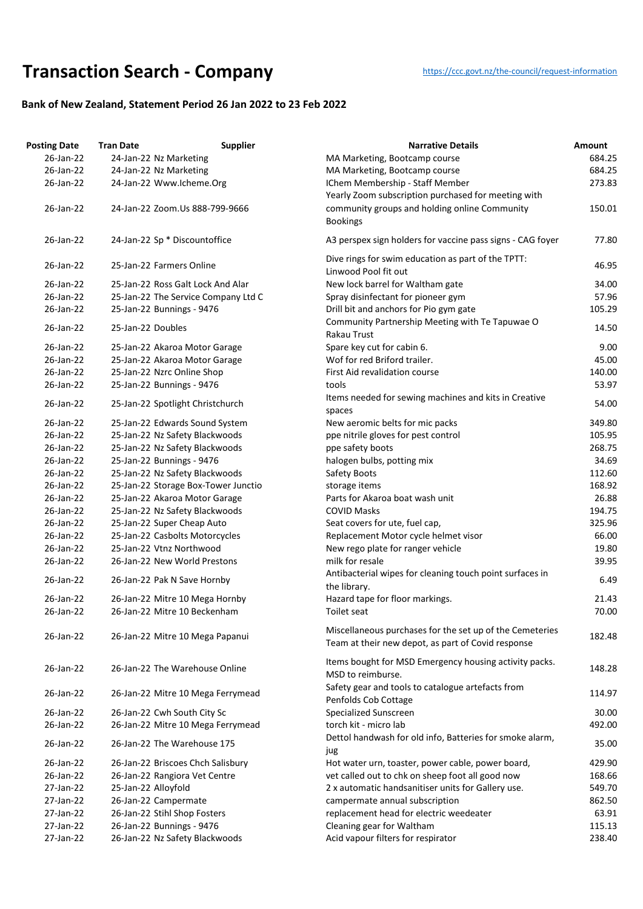# Transaction Search - Company

https://ccc.govt.nz/the-council/request-information

### Bank of New Zealand, Statement Period 26 Jan 2022 to 23 Feb 2022

| Posting Date | Tran Date | Supplier | Narrative Details | Amount |
|---|---|---|---|---|
| 26-Jan-22 | 24-Jan-22 | Nz Marketing | MA Marketing, Bootcamp course | 684.25 |
| 26-Jan-22 | 24-Jan-22 | Nz Marketing | MA Marketing, Bootcamp course | 684.25 |
| 26-Jan-22 | 24-Jan-22 | Www.Icheme.Org | IChem Membership - Staff Member | 273.83 |
| 26-Jan-22 | 24-Jan-22 | Zoom.Us 888-799-9666 | Yearly Zoom subscription purchased for meeting with community groups and holding online Community Bookings | 150.01 |
| 26-Jan-22 | 24-Jan-22 | Sp * Discountoffice | A3 perspex sign holders for vaccine pass signs - CAG foyer | 77.80 |
| 26-Jan-22 | 25-Jan-22 | Farmers Online | Dive rings for swim education as part of the TPTT: Linwood Pool fit out | 46.95 |
| 26-Jan-22 | 25-Jan-22 | Ross Galt Lock And Alar | New lock barrel for Waltham gate | 34.00 |
| 26-Jan-22 | 25-Jan-22 | The Service Company Ltd C | Spray disinfectant for pioneer gym | 57.96 |
| 26-Jan-22 | 25-Jan-22 | Bunnings - 9476 | Drill bit and anchors for Pio gym gate | 105.29 |
| 26-Jan-22 | 25-Jan-22 | Doubles | Community Partnership Meeting with Te Tapuwae O Rakau Trust | 14.50 |
| 26-Jan-22 | 25-Jan-22 | Akaroa Motor Garage | Spare key cut for cabin 6. | 9.00 |
| 26-Jan-22 | 25-Jan-22 | Akaroa Motor Garage | Wof for red Briford trailer. | 45.00 |
| 26-Jan-22 | 25-Jan-22 | Nzrc Online Shop | First Aid revalidation course | 140.00 |
| 26-Jan-22 | 25-Jan-22 | Bunnings - 9476 | tools | 53.97 |
| 26-Jan-22 | 25-Jan-22 | Spotlight Christchurch | Items needed for sewing machines and kits in Creative spaces | 54.00 |
| 26-Jan-22 | 25-Jan-22 | Edwards Sound System | New aeromic belts for mic packs | 349.80 |
| 26-Jan-22 | 25-Jan-22 | Nz Safety Blackwoods | ppe nitrile gloves for pest control | 105.95 |
| 26-Jan-22 | 25-Jan-22 | Nz Safety Blackwoods | ppe safety boots | 268.75 |
| 26-Jan-22 | 25-Jan-22 | Bunnings - 9476 | halogen bulbs, potting mix | 34.69 |
| 26-Jan-22 | 25-Jan-22 | Nz Safety Blackwoods | Safety Boots | 112.60 |
| 26-Jan-22 | 25-Jan-22 | Storage Box-Tower Junctio | storage items | 168.92 |
| 26-Jan-22 | 25-Jan-22 | Akaroa Motor Garage | Parts for Akaroa boat wash unit | 26.88 |
| 26-Jan-22 | 25-Jan-22 | Nz Safety Blackwoods | COVID Masks | 194.75 |
| 26-Jan-22 | 25-Jan-22 | Super Cheap Auto | Seat covers for ute, fuel cap, | 325.96 |
| 26-Jan-22 | 25-Jan-22 | Casbolts Motorcycles | Replacement Motor cycle helmet visor | 66.00 |
| 26-Jan-22 | 25-Jan-22 | Vtnz Northwood | New rego plate for ranger vehicle | 19.80 |
| 26-Jan-22 | 26-Jan-22 | New World Prestons | milk for resale | 39.95 |
| 26-Jan-22 | 26-Jan-22 | Pak N Save Hornby | Antibacterial wipes for cleaning touch point surfaces in the library. | 6.49 |
| 26-Jan-22 | 26-Jan-22 | Mitre 10 Mega Hornby | Hazard tape for floor markings. | 21.43 |
| 26-Jan-22 | 26-Jan-22 | Mitre 10 Beckenham | Toilet seat | 70.00 |
| 26-Jan-22 | 26-Jan-22 | Mitre 10 Mega Papanui | Miscellaneous purchases for the set up of the Cemeteries Team at their new depot, as part of Covid response | 182.48 |
| 26-Jan-22 | 26-Jan-22 | The Warehouse Online | Items bought for MSD Emergency housing activity packs. MSD to reimburse. | 148.28 |
| 26-Jan-22 | 26-Jan-22 | Mitre 10 Mega Ferrymead | Safety gear and tools to catalogue artefacts from Penfolds Cob Cottage | 114.97 |
| 26-Jan-22 | 26-Jan-22 | Cwh South City Sc | Specialized Sunscreen | 30.00 |
| 26-Jan-22 | 26-Jan-22 | Mitre 10 Mega Ferrymead | torch kit - micro lab | 492.00 |
| 26-Jan-22 | 26-Jan-22 | The Warehouse 175 | Dettol handwash for old info, Batteries for smoke alarm, jug | 35.00 |
| 26-Jan-22 | 26-Jan-22 | Briscoes Chch Salisbury | Hot water urn, toaster, power cable, power board, | 429.90 |
| 26-Jan-22 | 26-Jan-22 | Rangiora Vet Centre | vet called out to chk on sheep foot all good now | 168.66 |
| 27-Jan-22 | 25-Jan-22 | Alloyfold | 2 x automatic handsanitiser units for Gallery use. | 549.70 |
| 27-Jan-22 | 26-Jan-22 | Campermate | campermate annual subscription | 862.50 |
| 27-Jan-22 | 26-Jan-22 | Stihl Shop Fosters | replacement head for electric weedeater | 63.91 |
| 27-Jan-22 | 26-Jan-22 | Bunnings - 9476 | Cleaning gear for Waltham | 115.13 |
| 27-Jan-22 | 26-Jan-22 | Nz Safety Blackwoods | Acid vapour filters for respirator | 238.40 |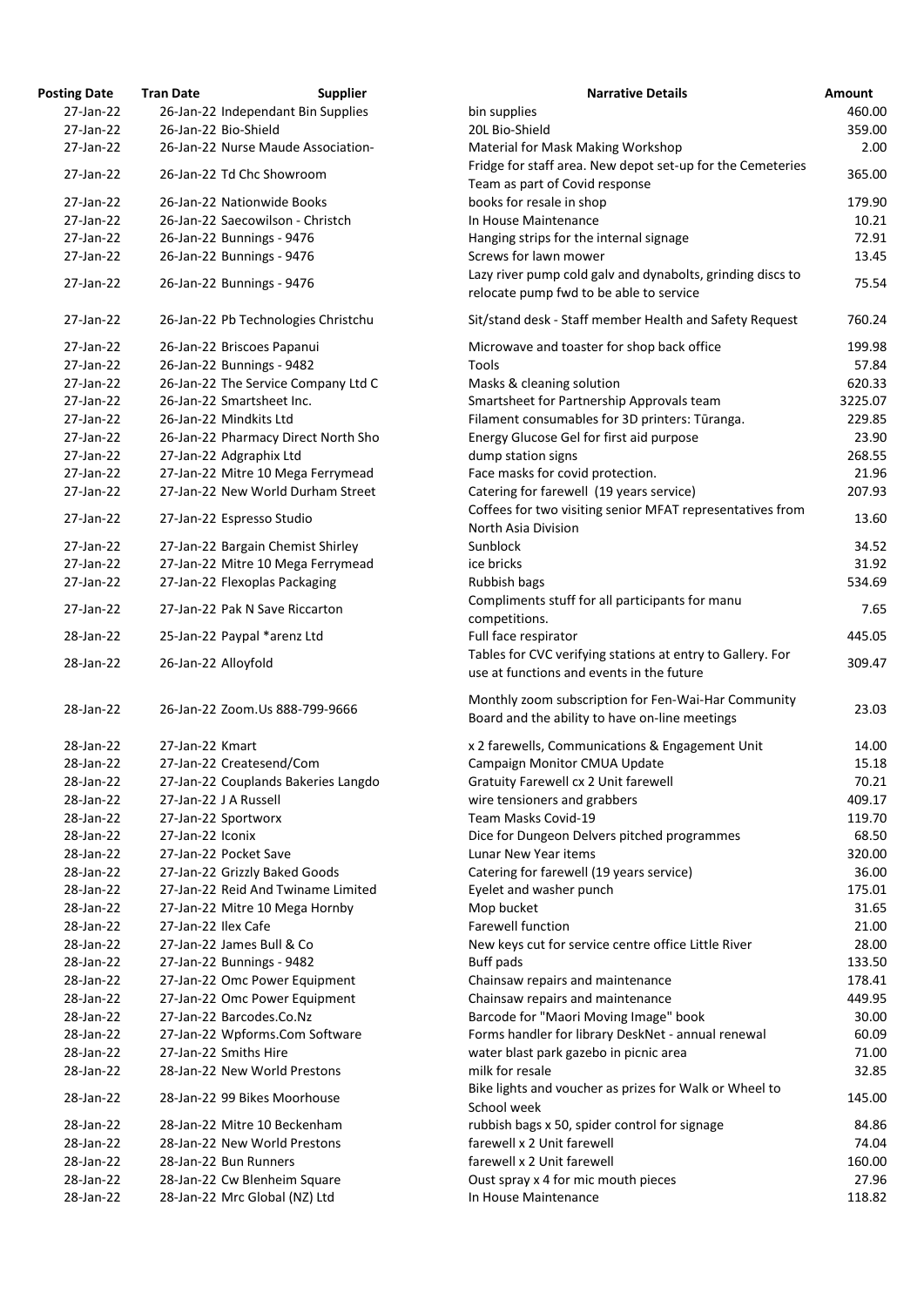| Posting Date | Tran Date | Supplier | Narrative Details | Amount |
|---|---|---|---|---|
| 27-Jan-22 | 26-Jan-22 | Independant Bin Supplies | bin supplies | 460.00 |
| 27-Jan-22 | 26-Jan-22 | Bio-Shield | 20L Bio-Shield | 359.00 |
| 27-Jan-22 | 26-Jan-22 | Nurse Maude Association- | Material for Mask Making Workshop | 2.00 |
| 27-Jan-22 | 26-Jan-22 | Td Chc Showroom | Fridge for staff area. New depot set-up for the Cemeteries Team as part of Covid response | 365.00 |
| 27-Jan-22 | 26-Jan-22 | Nationwide Books | books for resale in shop | 179.90 |
| 27-Jan-22 | 26-Jan-22 | Saecowilson - Christch | In House Maintenance | 10.21 |
| 27-Jan-22 | 26-Jan-22 | Bunnings - 9476 | Hanging strips for the internal signage | 72.91 |
| 27-Jan-22 | 26-Jan-22 | Bunnings - 9476 | Screws for lawn mower | 13.45 |
| 27-Jan-22 | 26-Jan-22 | Bunnings - 9476 | Lazy river pump cold galv and dynabolts, grinding discs to relocate pump fwd to be able to service | 75.54 |
| 27-Jan-22 | 26-Jan-22 | Pb Technologies Christchu | Sit/stand desk - Staff member Health and Safety Request | 760.24 |
| 27-Jan-22 | 26-Jan-22 | Briscoes Papanui | Microwave and toaster for shop back office | 199.98 |
| 27-Jan-22 | 26-Jan-22 | Bunnings - 9482 | Tools | 57.84 |
| 27-Jan-22 | 26-Jan-22 | The Service Company Ltd C | Masks & cleaning solution | 620.33 |
| 27-Jan-22 | 26-Jan-22 | Smartsheet Inc. | Smartsheet for Partnership Approvals team | 3225.07 |
| 27-Jan-22 | 26-Jan-22 | Mindkits Ltd | Filament consumables for 3D printers: Tūranga. | 229.85 |
| 27-Jan-22 | 26-Jan-22 | Pharmacy Direct North Sho | Energy Glucose Gel for first aid purpose | 23.90 |
| 27-Jan-22 | 27-Jan-22 | Adgraphix Ltd | dump station signs | 268.55 |
| 27-Jan-22 | 27-Jan-22 | Mitre 10 Mega Ferrymead | Face masks for covid protection. | 21.96 |
| 27-Jan-22 | 27-Jan-22 | New World Durham Street | Catering for farewell (19 years service) | 207.93 |
| 27-Jan-22 | 27-Jan-22 | Espresso Studio | Coffees for two visiting senior MFAT representatives from North Asia Division | 13.60 |
| 27-Jan-22 | 27-Jan-22 | Bargain Chemist Shirley | Sunblock | 34.52 |
| 27-Jan-22 | 27-Jan-22 | Mitre 10 Mega Ferrymead | ice bricks | 31.92 |
| 27-Jan-22 | 27-Jan-22 | Flexoplas Packaging | Rubbish bags | 534.69 |
| 27-Jan-22 | 27-Jan-22 | Pak N Save Riccarton | Compliments stuff for all participants for manu competitions. | 7.65 |
| 28-Jan-22 | 25-Jan-22 | Paypal *arenz Ltd | Full face respirator | 445.05 |
| 28-Jan-22 | 26-Jan-22 | Alloyfold | Tables for CVC verifying stations at entry to Gallery. For use at functions and events in the future | 309.47 |
| 28-Jan-22 | 26-Jan-22 | Zoom.Us 888-799-9666 | Monthly zoom subscription for Fen-Wai-Har Community Board and the ability to have on-line meetings | 23.03 |
| 28-Jan-22 | 27-Jan-22 | Kmart | x 2 farewells, Communications & Engagement Unit | 14.00 |
| 28-Jan-22 | 27-Jan-22 | Createsend/Com | Campaign Monitor CMUA Update | 15.18 |
| 28-Jan-22 | 27-Jan-22 | Couplands Bakeries Langdo | Gratuity Farewell cx 2 Unit farewell | 70.21 |
| 28-Jan-22 | 27-Jan-22 | J A Russell | wire tensioners and grabbers | 409.17 |
| 28-Jan-22 | 27-Jan-22 | Sportworx | Team Masks Covid-19 | 119.70 |
| 28-Jan-22 | 27-Jan-22 | Iconix | Dice for Dungeon Delvers pitched programmes | 68.50 |
| 28-Jan-22 | 27-Jan-22 | Pocket Save | Lunar New Year items | 320.00 |
| 28-Jan-22 | 27-Jan-22 | Grizzly Baked Goods | Catering for farewell (19 years service) | 36.00 |
| 28-Jan-22 | 27-Jan-22 | Reid And Twiname Limited | Eyelet and washer punch | 175.01 |
| 28-Jan-22 | 27-Jan-22 | Mitre 10 Mega Hornby | Mop bucket | 31.65 |
| 28-Jan-22 | 27-Jan-22 | Ilex Cafe | Farewell function | 21.00 |
| 28-Jan-22 | 27-Jan-22 | James Bull & Co | New keys cut for service centre office Little River | 28.00 |
| 28-Jan-22 | 27-Jan-22 | Bunnings - 9482 | Buff pads | 133.50 |
| 28-Jan-22 | 27-Jan-22 | Omc Power Equipment | Chainsaw repairs and maintenance | 178.41 |
| 28-Jan-22 | 27-Jan-22 | Omc Power Equipment | Chainsaw repairs and maintenance | 449.95 |
| 28-Jan-22 | 27-Jan-22 | Barcodes.Co.Nz | Barcode for "Maori Moving Image" book | 30.00 |
| 28-Jan-22 | 27-Jan-22 | Wpforms.Com Software | Forms handler for library DeskNet - annual renewal | 60.09 |
| 28-Jan-22 | 27-Jan-22 | Smiths Hire | water blast park gazebo in picnic area | 71.00 |
| 28-Jan-22 | 28-Jan-22 | New World Prestons | milk for resale | 32.85 |
| 28-Jan-22 | 28-Jan-22 | 99 Bikes Moorhouse | Bike lights and voucher as prizes for Walk or Wheel to School week | 145.00 |
| 28-Jan-22 | 28-Jan-22 | Mitre 10 Beckenham | rubbish bags x 50, spider control for signage | 84.86 |
| 28-Jan-22 | 28-Jan-22 | New World Prestons | farewell x 2 Unit farewell | 74.04 |
| 28-Jan-22 | 28-Jan-22 | Bun Runners | farewell x 2 Unit farewell | 160.00 |
| 28-Jan-22 | 28-Jan-22 | Cw Blenheim Square | Oust spray x 4 for mic mouth pieces | 27.96 |
| 28-Jan-22 | 28-Jan-22 | Mrc Global (NZ) Ltd | In House Maintenance | 118.82 |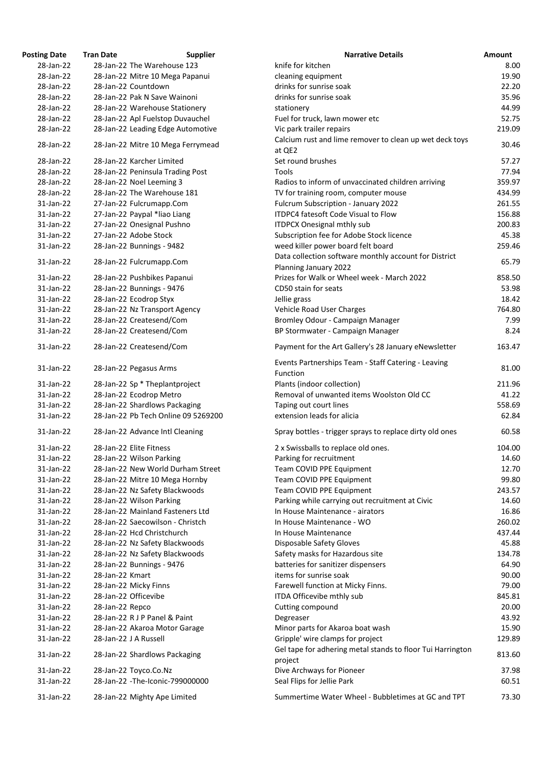| Posting Date | Tran Date | Supplier | Narrative Details | Amount |
|---|---|---|---|---|
| 28-Jan-22 | 28-Jan-22 | The Warehouse 123 | knife for kitchen | 8.00 |
| 28-Jan-22 | 28-Jan-22 | Mitre 10 Mega Papanui | cleaning equipment | 19.90 |
| 28-Jan-22 | 28-Jan-22 | Countdown | drinks for sunrise soak | 22.20 |
| 28-Jan-22 | 28-Jan-22 | Pak N Save Wainoni | drinks for sunrise soak | 35.96 |
| 28-Jan-22 | 28-Jan-22 | Warehouse Stationery | stationery | 44.99 |
| 28-Jan-22 | 28-Jan-22 | Apl Fuelstop Duvauchel | Fuel for truck, lawn mower etc | 52.75 |
| 28-Jan-22 | 28-Jan-22 | Leading Edge Automotive | Vic park trailer repairs | 219.09 |
| 28-Jan-22 | 28-Jan-22 | Mitre 10 Mega Ferrymead | Calcium rust and lime remover to clean up wet deck toys at QE2 | 30.46 |
| 28-Jan-22 | 28-Jan-22 | Karcher Limited | Set round brushes | 57.27 |
| 28-Jan-22 | 28-Jan-22 | Peninsula Trading Post | Tools | 77.94 |
| 28-Jan-22 | 28-Jan-22 | Noel Leeming 3 | Radios to inform of unvaccinated children arriving | 359.97 |
| 28-Jan-22 | 28-Jan-22 | The Warehouse 181 | TV for training room, computer mouse | 434.99 |
| 31-Jan-22 | 27-Jan-22 | Fulcrumapp.Com | Fulcrum Subscription - January 2022 | 261.55 |
| 31-Jan-22 | 27-Jan-22 | Paypal *liao Liang | ITDPC4 fatesoft Code Visual to Flow | 156.88 |
| 31-Jan-22 | 27-Jan-22 | Onesignal Pushno | ITDPCX Onesignal mthly sub | 200.83 |
| 31-Jan-22 | 27-Jan-22 | Adobe Stock | Subscription fee for Adobe Stock licence | 45.38 |
| 31-Jan-22 | 28-Jan-22 | Bunnings - 9482 | weed killer power board felt board | 259.46 |
| 31-Jan-22 | 28-Jan-22 | Fulcrumapp.Com | Data collection software monthly account for District Planning January 2022 | 65.79 |
| 31-Jan-22 | 28-Jan-22 | Pushbikes Papanui | Prizes for Walk or Wheel week - March 2022 | 858.50 |
| 31-Jan-22 | 28-Jan-22 | Bunnings - 9476 | CD50 stain for seats | 53.98 |
| 31-Jan-22 | 28-Jan-22 | Ecodrop Styx | Jellie grass | 18.42 |
| 31-Jan-22 | 28-Jan-22 | Nz Transport Agency | Vehicle Road User Charges | 764.80 |
| 31-Jan-22 | 28-Jan-22 | Createsend/Com | Bromley Odour - Campaign Manager | 7.99 |
| 31-Jan-22 | 28-Jan-22 | Createsend/Com | BP Stormwater - Campaign Manager | 8.24 |
| 31-Jan-22 | 28-Jan-22 | Createsend/Com | Payment for the Art Gallery's 28 January eNewsletter | 163.47 |
| 31-Jan-22 | 28-Jan-22 | Pegasus Arms | Events Partnerships Team - Staff Catering - Leaving Function | 81.00 |
| 31-Jan-22 | 28-Jan-22 | Sp * Theplantproject | Plants (indoor collection) | 211.96 |
| 31-Jan-22 | 28-Jan-22 | Ecodrop Metro | Removal of unwanted items Woolston Old CC | 41.22 |
| 31-Jan-22 | 28-Jan-22 | Shardlows Packaging | Taping out court lines | 558.69 |
| 31-Jan-22 | 28-Jan-22 | Pb Tech Online 09 5269200 | extension leads for alicia | 62.84 |
| 31-Jan-22 | 28-Jan-22 | Advance Intl Cleaning | Spray bottles - trigger sprays to replace dirty old ones | 60.58 |
| 31-Jan-22 | 28-Jan-22 | Elite Fitness | 2 x Swissballs to replace old ones. | 104.00 |
| 31-Jan-22 | 28-Jan-22 | Wilson Parking | Parking for recruitment | 14.60 |
| 31-Jan-22 | 28-Jan-22 | New World Durham Street | Team COVID PPE Equipment | 12.70 |
| 31-Jan-22 | 28-Jan-22 | Mitre 10 Mega Hornby | Team COVID PPE Equipment | 99.80 |
| 31-Jan-22 | 28-Jan-22 | Nz Safety Blackwoods | Team COVID PPE Equipment | 243.57 |
| 31-Jan-22 | 28-Jan-22 | Wilson Parking | Parking while carrying out recruitment at Civic | 14.60 |
| 31-Jan-22 | 28-Jan-22 | Mainland Fasteners Ltd | In House Maintenance - airators | 16.86 |
| 31-Jan-22 | 28-Jan-22 | Saecowilson - Christch | In House Maintenance - WO | 260.02 |
| 31-Jan-22 | 28-Jan-22 | Hcd Christchurch | In House Maintenance | 437.44 |
| 31-Jan-22 | 28-Jan-22 | Nz Safety Blackwoods | Disposable Safety Gloves | 45.88 |
| 31-Jan-22 | 28-Jan-22 | Nz Safety Blackwoods | Safety masks for Hazardous site | 134.78 |
| 31-Jan-22 | 28-Jan-22 | Bunnings - 9476 | batteries for sanitizer dispensers | 64.90 |
| 31-Jan-22 | 28-Jan-22 | Kmart | items for sunrise soak | 90.00 |
| 31-Jan-22 | 28-Jan-22 | Micky Finns | Farewell function at Micky Finns. | 79.00 |
| 31-Jan-22 | 28-Jan-22 | Officevibe | ITDA Officevibe mthly sub | 845.81 |
| 31-Jan-22 | 28-Jan-22 | Repco | Cutting compound | 20.00 |
| 31-Jan-22 | 28-Jan-22 | R J P Panel & Paint | Degreaser | 43.92 |
| 31-Jan-22 | 28-Jan-22 | Akaroa Motor Garage | Minor parts for Akaroa boat wash | 15.90 |
| 31-Jan-22 | 28-Jan-22 | J A Russell | Gripple' wire clamps for project | 129.89 |
| 31-Jan-22 | 28-Jan-22 | Shardlows Packaging | Gel tape for adhering metal stands to floor Tui Harrington project | 813.60 |
| 31-Jan-22 | 28-Jan-22 | Toyco.Co.Nz | Dive Archways for Pioneer | 37.98 |
| 31-Jan-22 | 28-Jan-22 | -The-Iconic-799000000 | Seal Flips for Jellie Park | 60.51 |
| 31-Jan-22 | 28-Jan-22 | Mighty Ape Limited | Summertime Water Wheel - Bubbletimes at GC and TPT | 73.30 |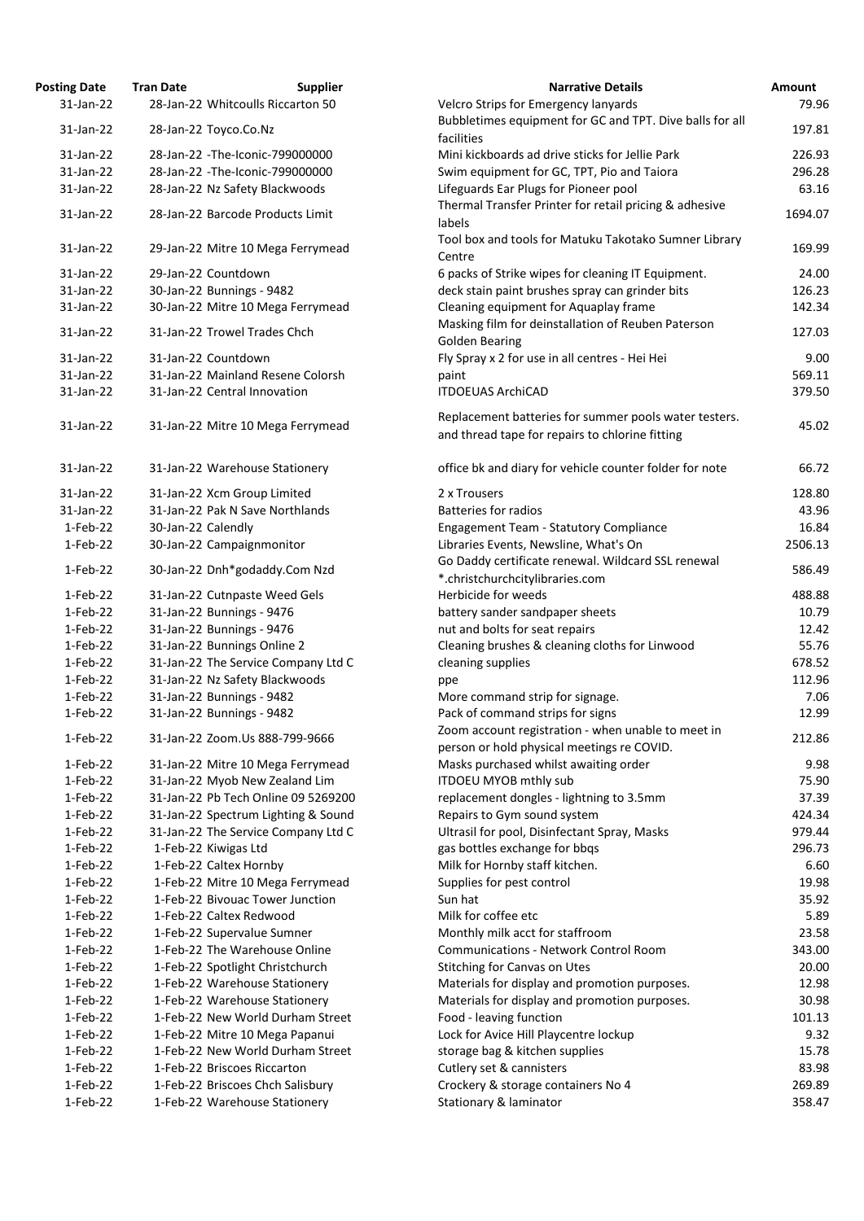| Posting Date | Tran Date | Supplier | Narrative Details | Amount |
|---|---|---|---|---|
| 31-Jan-22 | 28-Jan-22 | Whitcoulls Riccarton 50 | Velcro Strips for Emergency lanyards | 79.96 |
| 31-Jan-22 | 28-Jan-22 | Toyco.Co.Nz | Bubbletimes equipment for GC and TPT. Dive balls for all facilities | 197.81 |
| 31-Jan-22 | 28-Jan-22 | -The-Iconic-799000000 | Mini kickboards ad drive sticks for Jellie Park | 226.93 |
| 31-Jan-22 | 28-Jan-22 | -The-Iconic-799000000 | Swim equipment for GC, TPT, Pio and Taiora | 296.28 |
| 31-Jan-22 | 28-Jan-22 | Nz Safety Blackwoods | Lifeguards Ear Plugs for Pioneer pool | 63.16 |
| 31-Jan-22 | 28-Jan-22 | Barcode Products Limit | Thermal Transfer Printer for retail pricing & adhesive labels | 1694.07 |
| 31-Jan-22 | 29-Jan-22 | Mitre 10 Mega Ferrymead | Tool box and tools for Matuku Takotako Sumner Library Centre | 169.99 |
| 31-Jan-22 | 29-Jan-22 | Countdown | 6 packs of Strike wipes for cleaning IT Equipment. | 24.00 |
| 31-Jan-22 | 30-Jan-22 | Bunnings - 9482 | deck stain paint brushes spray can grinder bits | 126.23 |
| 31-Jan-22 | 30-Jan-22 | Mitre 10 Mega Ferrymead | Cleaning equipment for Aquaplay frame | 142.34 |
| 31-Jan-22 | 31-Jan-22 | Trowel Trades Chch | Masking film for deinstallation of Reuben Paterson Golden Bearing | 127.03 |
| 31-Jan-22 | 31-Jan-22 | Countdown | Fly Spray x 2 for use in all centres - Hei Hei | 9.00 |
| 31-Jan-22 | 31-Jan-22 | Mainland Resene Colorsh | paint | 569.11 |
| 31-Jan-22 | 31-Jan-22 | Central Innovation | ITDOEUAS ArchiCAD | 379.50 |
| 31-Jan-22 | 31-Jan-22 | Mitre 10 Mega Ferrymead | Replacement batteries for summer pools water testers. and thread tape for repairs to chlorine fitting | 45.02 |
| 31-Jan-22 | 31-Jan-22 | Warehouse Stationery | office bk and diary for vehicle counter folder for note | 66.72 |
| 31-Jan-22 | 31-Jan-22 | Xcm Group Limited | 2 x Trousers | 128.80 |
| 31-Jan-22 | 31-Jan-22 | Pak N Save Northlands | Batteries for radios | 43.96 |
| 1-Feb-22 | 30-Jan-22 | Calendly | Engagement Team - Statutory Compliance | 16.84 |
| 1-Feb-22 | 30-Jan-22 | Campaignmonitor | Libraries Events, Newsline, What's On | 2506.13 |
| 1-Feb-22 | 30-Jan-22 | Dnh*godaddy.Com Nzd | Go Daddy certificate renewal. Wildcard SSL renewal *.christchurchcitylibraries.com | 586.49 |
| 1-Feb-22 | 31-Jan-22 | Cutnpaste Weed Gels | Herbicide for weeds | 488.88 |
| 1-Feb-22 | 31-Jan-22 | Bunnings - 9476 | battery sander sandpaper sheets | 10.79 |
| 1-Feb-22 | 31-Jan-22 | Bunnings - 9476 | nut and bolts for seat repairs | 12.42 |
| 1-Feb-22 | 31-Jan-22 | Bunnings Online 2 | Cleaning brushes & cleaning cloths for Linwood | 55.76 |
| 1-Feb-22 | 31-Jan-22 | The Service Company Ltd C | cleaning supplies | 678.52 |
| 1-Feb-22 | 31-Jan-22 | Nz Safety Blackwoods | ppe | 112.96 |
| 1-Feb-22 | 31-Jan-22 | Bunnings - 9482 | More command strip for signage. | 7.06 |
| 1-Feb-22 | 31-Jan-22 | Bunnings - 9482 | Pack of command strips for signs | 12.99 |
| 1-Feb-22 | 31-Jan-22 | Zoom.Us 888-799-9666 | Zoom account registration - when unable to meet in person or hold physical meetings re COVID. | 212.86 |
| 1-Feb-22 | 31-Jan-22 | Mitre 10 Mega Ferrymead | Masks purchased whilst awaiting order | 9.98 |
| 1-Feb-22 | 31-Jan-22 | Myob New Zealand Lim | ITDOEU MYOB mthly sub | 75.90 |
| 1-Feb-22 | 31-Jan-22 | Pb Tech Online 09 5269200 | replacement dongles - lightning to 3.5mm | 37.39 |
| 1-Feb-22 | 31-Jan-22 | Spectrum Lighting & Sound | Repairs to Gym sound system | 424.34 |
| 1-Feb-22 | 31-Jan-22 | The Service Company Ltd C | Ultrasil for pool, Disinfectant Spray, Masks | 979.44 |
| 1-Feb-22 | 1-Feb-22 | Kiwigas Ltd | gas bottles exchange for bbqs | 296.73 |
| 1-Feb-22 | 1-Feb-22 | Caltex Hornby | Milk for Hornby staff kitchen. | 6.60 |
| 1-Feb-22 | 1-Feb-22 | Mitre 10 Mega Ferrymead | Supplies for pest control | 19.98 |
| 1-Feb-22 | 1-Feb-22 | Bivouac Tower Junction | Sun hat | 35.92 |
| 1-Feb-22 | 1-Feb-22 | Caltex Redwood | Milk for coffee etc | 5.89 |
| 1-Feb-22 | 1-Feb-22 | Supervalue Sumner | Monthly milk acct for staffroom | 23.58 |
| 1-Feb-22 | 1-Feb-22 | The Warehouse Online | Communications - Network Control Room | 343.00 |
| 1-Feb-22 | 1-Feb-22 | Spotlight Christchurch | Stitching for Canvas on Utes | 20.00 |
| 1-Feb-22 | 1-Feb-22 | Warehouse Stationery | Materials for display and promotion purposes. | 12.98 |
| 1-Feb-22 | 1-Feb-22 | Warehouse Stationery | Materials for display and promotion purposes. | 30.98 |
| 1-Feb-22 | 1-Feb-22 | New World Durham Street | Food - leaving function | 101.13 |
| 1-Feb-22 | 1-Feb-22 | Mitre 10 Mega Papanui | Lock for Avice Hill Playcentre lockup | 9.32 |
| 1-Feb-22 | 1-Feb-22 | New World Durham Street | storage bag & kitchen supplies | 15.78 |
| 1-Feb-22 | 1-Feb-22 | Briscoes Riccarton | Cutlery set & cannisters | 83.98 |
| 1-Feb-22 | 1-Feb-22 | Briscoes Chch Salisbury | Crockery & storage containers No 4 | 269.89 |
| 1-Feb-22 | 1-Feb-22 | Warehouse Stationery | Stationary & laminator | 358.47 |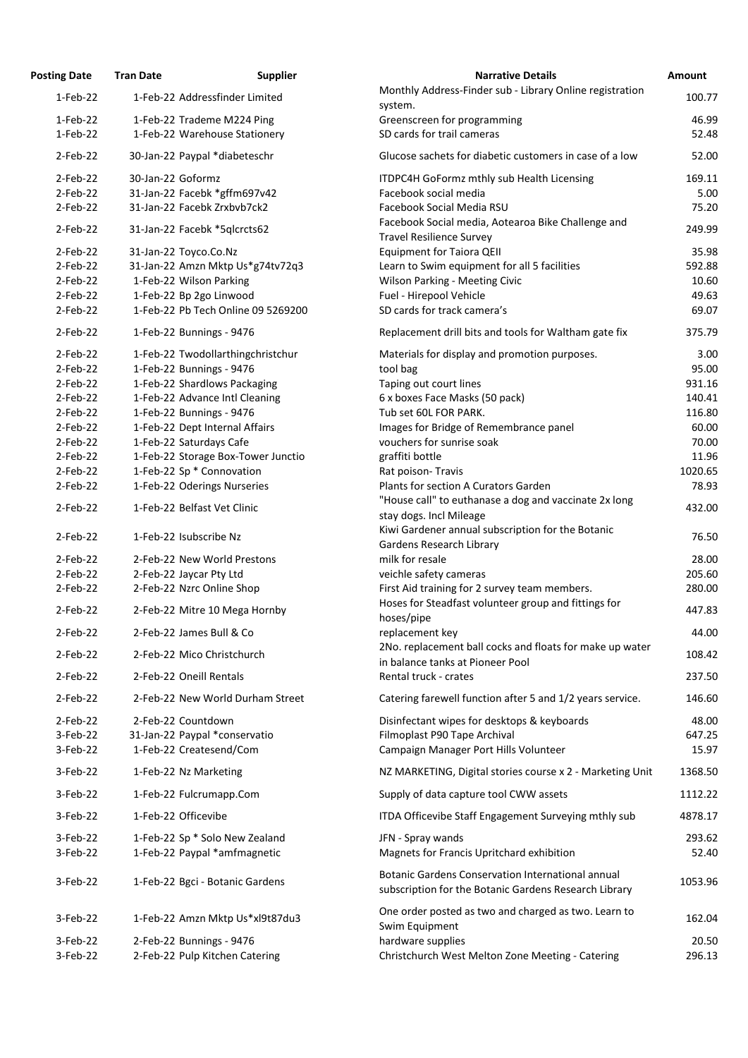| Posting Date | Tran Date | Supplier | Narrative Details | Amount |
|---|---|---|---|---|
| 1-Feb-22 | 1-Feb-22 | Addressfinder Limited | Monthly Address-Finder sub - Library Online registration system. | 100.77 |
| 1-Feb-22 | 1-Feb-22 | Trademe M224 Ping | Greenscreen for programming | 46.99 |
| 1-Feb-22 | 1-Feb-22 | Warehouse Stationery | SD cards for trail cameras | 52.48 |
| 2-Feb-22 | 30-Jan-22 | Paypal *diabeteschr | Glucose sachets for diabetic customers in case of a low | 52.00 |
| 2-Feb-22 | 30-Jan-22 | Goformz | ITDPC4H GoFormz mthly sub Health Licensing | 169.11 |
| 2-Feb-22 | 31-Jan-22 | Facebk *gffm697v42 | Facebook social media | 5.00 |
| 2-Feb-22 | 31-Jan-22 | Facebk Zrxbvb7ck2 | Facebook Social Media RSU | 75.20 |
| 2-Feb-22 | 31-Jan-22 | Facebk *5qlcrcts62 | Facebook Social media, Aotearoa Bike Challenge and Travel Resilience Survey | 249.99 |
| 2-Feb-22 | 31-Jan-22 | Toyco.Co.Nz | Equipment for Taiora QEII | 35.98 |
| 2-Feb-22 | 31-Jan-22 | Amzn Mktp Us*g74tv72q3 | Learn to Swim equipment for all 5 facilities | 592.88 |
| 2-Feb-22 | 1-Feb-22 | Wilson Parking | Wilson Parking - Meeting Civic | 10.60 |
| 2-Feb-22 | 1-Feb-22 | Bp 2go Linwood | Fuel - Hirepool Vehicle | 49.63 |
| 2-Feb-22 | 1-Feb-22 | Pb Tech Online 09 5269200 | SD cards for track camera's | 69.07 |
| 2-Feb-22 | 1-Feb-22 | Bunnings - 9476 | Replacement drill bits and tools for Waltham gate fix | 375.79 |
| 2-Feb-22 | 1-Feb-22 | Twodollarthingchristchur | Materials for display and promotion purposes. | 3.00 |
| 2-Feb-22 | 1-Feb-22 | Bunnings - 9476 | tool bag | 95.00 |
| 2-Feb-22 | 1-Feb-22 | Shardlows Packaging | Taping out court lines | 931.16 |
| 2-Feb-22 | 1-Feb-22 | Advance Intl Cleaning | 6 x boxes Face Masks (50 pack) | 140.41 |
| 2-Feb-22 | 1-Feb-22 | Bunnings - 9476 | Tub set 60L FOR PARK. | 116.80 |
| 2-Feb-22 | 1-Feb-22 | Dept Internal Affairs | Images for Bridge of Remembrance panel | 60.00 |
| 2-Feb-22 | 1-Feb-22 | Saturdays Cafe | vouchers for sunrise soak | 70.00 |
| 2-Feb-22 | 1-Feb-22 | Storage Box-Tower Junctio | graffiti bottle | 11.96 |
| 2-Feb-22 | 1-Feb-22 | Sp * Connovation | Rat poison- Travis | 1020.65 |
| 2-Feb-22 | 1-Feb-22 | Oderings Nurseries | Plants for section A Curators Garden | 78.93 |
| 2-Feb-22 | 1-Feb-22 | Belfast Vet Clinic | "House call" to euthanase a dog and vaccinate 2x long stay dogs. Incl Mileage | 432.00 |
| 2-Feb-22 | 1-Feb-22 | Isubscribe Nz | Kiwi Gardener annual subscription for the Botanic Gardens Research Library | 76.50 |
| 2-Feb-22 | 2-Feb-22 | New World Prestons | milk for resale | 28.00 |
| 2-Feb-22 | 2-Feb-22 | Jaycar Pty Ltd | veichle safety cameras | 205.60 |
| 2-Feb-22 | 2-Feb-22 | Nzrc Online Shop | First Aid training for 2 survey team members. | 280.00 |
| 2-Feb-22 | 2-Feb-22 | Mitre 10 Mega Hornby | Hoses for Steadfast volunteer group and fittings for hoses/pipe | 447.83 |
| 2-Feb-22 | 2-Feb-22 | James Bull & Co | replacement key | 44.00 |
| 2-Feb-22 | 2-Feb-22 | Mico Christchurch | 2No. replacement ball cocks and floats for make up water in balance tanks at Pioneer Pool | 108.42 |
| 2-Feb-22 | 2-Feb-22 | Oneill Rentals | Rental truck - crates | 237.50 |
| 2-Feb-22 | 2-Feb-22 | New World Durham Street | Catering farewell function after 5 and 1/2 years service. | 146.60 |
| 2-Feb-22 | 2-Feb-22 | Countdown | Disinfectant wipes for desktops & keyboards | 48.00 |
| 3-Feb-22 | 31-Jan-22 | Paypal *conservatio | Filmoplast P90 Tape Archival | 647.25 |
| 3-Feb-22 | 1-Feb-22 | Createsend/Com | Campaign Manager Port Hills Volunteer | 15.97 |
| 3-Feb-22 | 1-Feb-22 | Nz Marketing | NZ MARKETING, Digital stories course x 2 - Marketing Unit | 1368.50 |
| 3-Feb-22 | 1-Feb-22 | Fulcrumapp.Com | Supply of data capture tool CWW assets | 1112.22 |
| 3-Feb-22 | 1-Feb-22 | Officevibe | ITDA Officevibe Staff Engagement Surveying mthly sub | 4878.17 |
| 3-Feb-22 | 1-Feb-22 | Sp * Solo New Zealand | JFN - Spray wands | 293.62 |
| 3-Feb-22 | 1-Feb-22 | Paypal *amfmagnetic | Magnets for Francis Upritchard exhibition | 52.40 |
| 3-Feb-22 | 1-Feb-22 | Bgci - Botanic Gardens | Botanic Gardens Conservation International annual subscription for the Botanic Gardens Research Library | 1053.96 |
| 3-Feb-22 | 1-Feb-22 | Amzn Mktp Us*xl9t87du3 | One order posted as two and charged as two. Learn to Swim Equipment | 162.04 |
| 3-Feb-22 | 2-Feb-22 | Bunnings - 9476 | hardware supplies | 20.50 |
| 3-Feb-22 | 2-Feb-22 | Pulp Kitchen Catering | Christchurch West Melton Zone Meeting - Catering | 296.13 |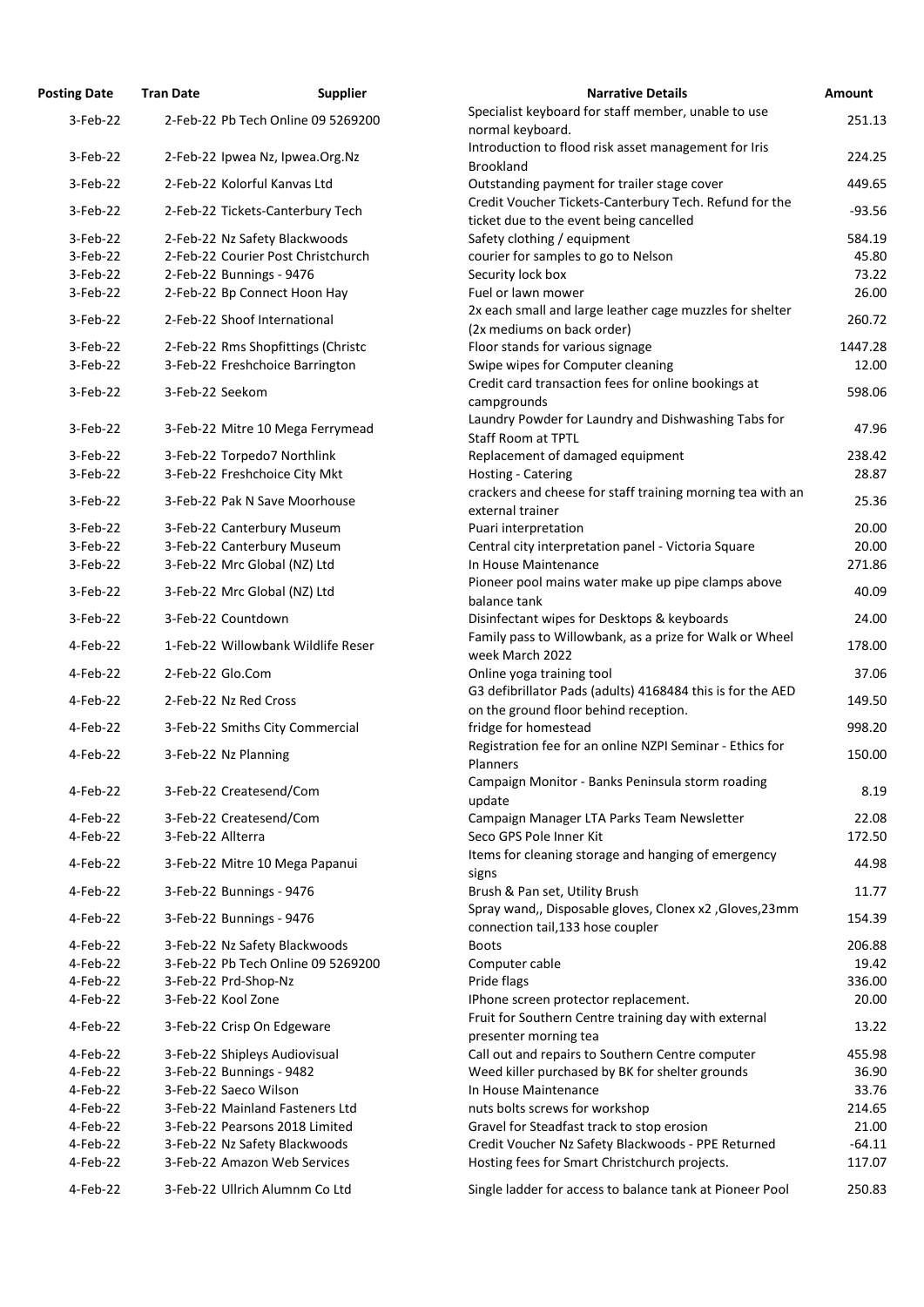| Posting Date | Tran Date | Supplier | Narrative Details | Amount |
|---|---|---|---|---|
| 3-Feb-22 | 2-Feb-22 | Pb Tech Online 09 5269200 | Specialist keyboard for staff member, unable to use normal keyboard. | 251.13 |
| 3-Feb-22 | 2-Feb-22 | Ipwea Nz, Ipwea.Org.Nz | Introduction to flood risk asset management for Iris Brookland | 224.25 |
| 3-Feb-22 | 2-Feb-22 | Kolorful Kanvas Ltd | Outstanding payment for trailer stage cover | 449.65 |
| 3-Feb-22 | 2-Feb-22 | Tickets-Canterbury Tech | Credit Voucher Tickets-Canterbury Tech. Refund for the ticket due to the event being cancelled | -93.56 |
| 3-Feb-22 | 2-Feb-22 | Nz Safety Blackwoods | Safety clothing / equipment | 584.19 |
| 3-Feb-22 | 2-Feb-22 | Courier Post Christchurch | courier for samples to go to Nelson | 45.80 |
| 3-Feb-22 | 2-Feb-22 | Bunnings - 9476 | Security lock box | 73.22 |
| 3-Feb-22 | 2-Feb-22 | Bp Connect Hoon Hay | Fuel or lawn mower | 26.00 |
| 3-Feb-22 | 2-Feb-22 | Shoof International | 2x each small and large leather cage muzzles for shelter (2x mediums on back order) | 260.72 |
| 3-Feb-22 | 2-Feb-22 | Rms Shopfittings (Christc | Floor stands for various signage | 1447.28 |
| 3-Feb-22 | 3-Feb-22 | Freshchoice Barrington | Swipe wipes for Computer cleaning | 12.00 |
| 3-Feb-22 | 3-Feb-22 | Seekom | Credit card transaction fees for online bookings at campgrounds | 598.06 |
| 3-Feb-22 | 3-Feb-22 | Mitre 10 Mega Ferrymead | Laundry Powder for Laundry and Dishwashing Tabs for Staff Room at TPTL | 47.96 |
| 3-Feb-22 | 3-Feb-22 | Torpedo7 Northlink | Replacement of damaged equipment | 238.42 |
| 3-Feb-22 | 3-Feb-22 | Freshchoice City Mkt | Hosting - Catering | 28.87 |
| 3-Feb-22 | 3-Feb-22 | Pak N Save Moorhouse | crackers and cheese for staff training morning tea with an external trainer | 25.36 |
| 3-Feb-22 | 3-Feb-22 | Canterbury Museum | Puari interpretation | 20.00 |
| 3-Feb-22 | 3-Feb-22 | Canterbury Museum | Central city interpretation panel - Victoria Square | 20.00 |
| 3-Feb-22 | 3-Feb-22 | Mrc Global (NZ) Ltd | In House Maintenance | 271.86 |
| 3-Feb-22 | 3-Feb-22 | Mrc Global (NZ) Ltd | Pioneer pool mains water make up pipe clamps above balance tank | 40.09 |
| 3-Feb-22 | 3-Feb-22 | Countdown | Disinfectant wipes for Desktops & keyboards | 24.00 |
| 4-Feb-22 | 1-Feb-22 | Willowbank Wildlife Reser | Family pass to Willowbank, as a prize for Walk or Wheel week March 2022 | 178.00 |
| 4-Feb-22 | 2-Feb-22 | Glo.Com | Online yoga training tool | 37.06 |
| 4-Feb-22 | 2-Feb-22 | Nz Red Cross | G3 defibrillator Pads (adults) 4168484 this is for the AED on the ground floor behind reception. | 149.50 |
| 4-Feb-22 | 3-Feb-22 | Smiths City Commercial | fridge for homestead | 998.20 |
| 4-Feb-22 | 3-Feb-22 | Nz Planning | Registration fee for an online NZPI Seminar - Ethics for Planners | 150.00 |
| 4-Feb-22 | 3-Feb-22 | Createsend/Com | Campaign Monitor - Banks Peninsula storm roading update | 8.19 |
| 4-Feb-22 | 3-Feb-22 | Createsend/Com | Campaign Manager LTA Parks Team Newsletter | 22.08 |
| 4-Feb-22 | 3-Feb-22 | Allterra | Seco GPS Pole Inner Kit | 172.50 |
| 4-Feb-22 | 3-Feb-22 | Mitre 10 Mega Papanui | Items for cleaning storage and hanging of emergency signs | 44.98 |
| 4-Feb-22 | 3-Feb-22 | Bunnings - 9476 | Brush & Pan set, Utility Brush | 11.77 |
| 4-Feb-22 | 3-Feb-22 | Bunnings - 9476 | Spray wand,, Disposable gloves, Clonex x2 ,Gloves,23mm connection tail,133 hose coupler | 154.39 |
| 4-Feb-22 | 3-Feb-22 | Nz Safety Blackwoods | Boots | 206.88 |
| 4-Feb-22 | 3-Feb-22 | Pb Tech Online 09 5269200 | Computer cable | 19.42 |
| 4-Feb-22 | 3-Feb-22 | Prd-Shop-Nz | Pride flags | 336.00 |
| 4-Feb-22 | 3-Feb-22 | Kool Zone | IPhone screen protector replacement. | 20.00 |
| 4-Feb-22 | 3-Feb-22 | Crisp On Edgeware | Fruit for Southern Centre training day with external presenter morning tea | 13.22 |
| 4-Feb-22 | 3-Feb-22 | Shipleys Audiovisual | Call out and repairs to Southern Centre computer | 455.98 |
| 4-Feb-22 | 3-Feb-22 | Bunnings - 9482 | Weed killer purchased by BK for shelter grounds | 36.90 |
| 4-Feb-22 | 3-Feb-22 | Saeco Wilson | In House Maintenance | 33.76 |
| 4-Feb-22 | 3-Feb-22 | Mainland Fasteners Ltd | nuts bolts screws for workshop | 214.65 |
| 4-Feb-22 | 3-Feb-22 | Pearsons 2018 Limited | Gravel for Steadfast track to stop erosion | 21.00 |
| 4-Feb-22 | 3-Feb-22 | Nz Safety Blackwoods | Credit Voucher Nz Safety Blackwoods - PPE Returned | -64.11 |
| 4-Feb-22 | 3-Feb-22 | Amazon Web Services | Hosting fees for Smart Christchurch projects. | 117.07 |
| 4-Feb-22 | 3-Feb-22 | Ullrich Alumnm Co Ltd | Single ladder for access to balance tank at Pioneer Pool | 250.83 |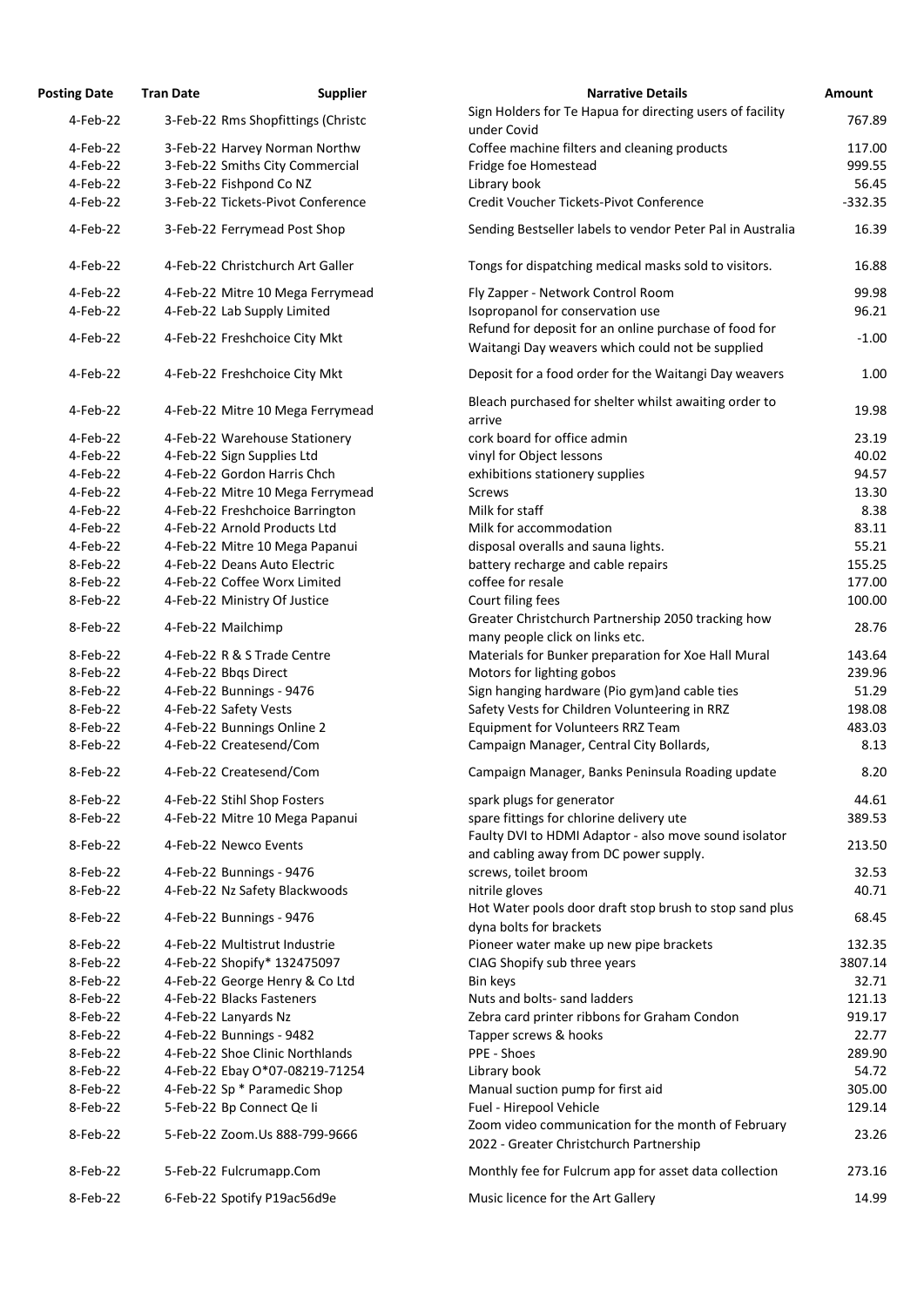| Posting Date | Tran Date | Supplier | Narrative Details | Amount |
|---|---|---|---|---|
| 4-Feb-22 | 3-Feb-22 | Rms Shopfittings (Christc | Sign Holders for Te Hapua for directing users of facility under Covid | 767.89 |
| 4-Feb-22 | 3-Feb-22 | Harvey Norman Northw | Coffee machine filters and cleaning products | 117.00 |
| 4-Feb-22 | 3-Feb-22 | Smiths City Commercial | Fridge foe Homestead | 999.55 |
| 4-Feb-22 | 3-Feb-22 | Fishpond Co NZ | Library book | 56.45 |
| 4-Feb-22 | 3-Feb-22 | Tickets-Pivot Conference | Credit Voucher Tickets-Pivot Conference | -332.35 |
| 4-Feb-22 | 3-Feb-22 | Ferrymead Post Shop | Sending Bestseller labels to vendor Peter Pal in Australia | 16.39 |
| 4-Feb-22 | 4-Feb-22 | Christchurch Art Galler | Tongs for dispatching medical masks sold to visitors. | 16.88 |
| 4-Feb-22 | 4-Feb-22 | Mitre 10 Mega Ferrymead | Fly Zapper - Network Control Room | 99.98 |
| 4-Feb-22 | 4-Feb-22 | Lab Supply Limited | Isopropanol for conservation use | 96.21 |
| 4-Feb-22 | 4-Feb-22 | Freshchoice City Mkt | Refund for deposit for an online purchase of food for Waitangi Day weavers which could not be supplied | -1.00 |
| 4-Feb-22 | 4-Feb-22 | Freshchoice City Mkt | Deposit for a food order for the Waitangi Day weavers | 1.00 |
| 4-Feb-22 | 4-Feb-22 | Mitre 10 Mega Ferrymead | Bleach purchased for shelter whilst awaiting order to arrive | 19.98 |
| 4-Feb-22 | 4-Feb-22 | Warehouse Stationery | cork board for office admin | 23.19 |
| 4-Feb-22 | 4-Feb-22 | Sign Supplies Ltd | vinyl for Object lessons | 40.02 |
| 4-Feb-22 | 4-Feb-22 | Gordon Harris Chch | exhibitions stationery supplies | 94.57 |
| 4-Feb-22 | 4-Feb-22 | Mitre 10 Mega Ferrymead | Screws | 13.30 |
| 4-Feb-22 | 4-Feb-22 | Freshchoice Barrington | Milk for staff | 8.38 |
| 4-Feb-22 | 4-Feb-22 | Arnold Products Ltd | Milk for accommodation | 83.11 |
| 4-Feb-22 | 4-Feb-22 | Mitre 10 Mega Papanui | disposal overalls and sauna lights. | 55.21 |
| 8-Feb-22 | 4-Feb-22 | Deans Auto Electric | battery recharge and cable repairs | 155.25 |
| 8-Feb-22 | 4-Feb-22 | Coffee Worx Limited | coffee for resale | 177.00 |
| 8-Feb-22 | 4-Feb-22 | Ministry Of Justice | Court filing fees | 100.00 |
| 8-Feb-22 | 4-Feb-22 | Mailchimp | Greater Christchurch Partnership 2050 tracking how many people click on links etc. | 28.76 |
| 8-Feb-22 | 4-Feb-22 | R & S Trade Centre | Materials for Bunker preparation for Xoe Hall Mural | 143.64 |
| 8-Feb-22 | 4-Feb-22 | Bbqs Direct | Motors for lighting gobos | 239.96 |
| 8-Feb-22 | 4-Feb-22 | Bunnings - 9476 | Sign hanging hardware (Pio gym)and cable ties | 51.29 |
| 8-Feb-22 | 4-Feb-22 | Safety Vests | Safety Vests for Children Volunteering in RRZ | 198.08 |
| 8-Feb-22 | 4-Feb-22 | Bunnings Online 2 | Equipment for Volunteers RRZ Team | 483.03 |
| 8-Feb-22 | 4-Feb-22 | Createsend/Com | Campaign Manager, Central City Bollards, | 8.13 |
| 8-Feb-22 | 4-Feb-22 | Createsend/Com | Campaign Manager, Banks Peninsula Roading update | 8.20 |
| 8-Feb-22 | 4-Feb-22 | Stihl Shop Fosters | spark plugs for generator | 44.61 |
| 8-Feb-22 | 4-Feb-22 | Mitre 10 Mega Papanui | spare fittings for chlorine delivery ute | 389.53 |
| 8-Feb-22 | 4-Feb-22 | Newco Events | Faulty DVI to HDMI Adaptor - also move sound isolator and cabling away from DC power supply. | 213.50 |
| 8-Feb-22 | 4-Feb-22 | Bunnings - 9476 | screws, toilet broom | 32.53 |
| 8-Feb-22 | 4-Feb-22 | Nz Safety Blackwoods | nitrile gloves | 40.71 |
| 8-Feb-22 | 4-Feb-22 | Bunnings - 9476 | Hot Water pools door draft stop brush to stop sand plus dyna bolts for brackets | 68.45 |
| 8-Feb-22 | 4-Feb-22 | Multistrut Industrie | Pioneer water make up new pipe brackets | 132.35 |
| 8-Feb-22 | 4-Feb-22 | Shopify* 132475097 | CIAG Shopify sub three years | 3807.14 |
| 8-Feb-22 | 4-Feb-22 | George Henry & Co Ltd | Bin keys | 32.71 |
| 8-Feb-22 | 4-Feb-22 | Blacks Fasteners | Nuts and bolts- sand ladders | 121.13 |
| 8-Feb-22 | 4-Feb-22 | Lanyards Nz | Zebra card printer ribbons for Graham Condon | 919.17 |
| 8-Feb-22 | 4-Feb-22 | Bunnings - 9482 | Tapper screws & hooks | 22.77 |
| 8-Feb-22 | 4-Feb-22 | Shoe Clinic Northlands | PPE - Shoes | 289.90 |
| 8-Feb-22 | 4-Feb-22 | Ebay O*07-08219-71254 | Library book | 54.72 |
| 8-Feb-22 | 4-Feb-22 | Sp * Paramedic Shop | Manual suction pump for first aid | 305.00 |
| 8-Feb-22 | 5-Feb-22 | Bp Connect Qe Ii | Fuel - Hirepool Vehicle | 129.14 |
| 8-Feb-22 | 5-Feb-22 | Zoom.Us 888-799-9666 | Zoom video communication for the month of February 2022 - Greater Christchurch Partnership | 23.26 |
| 8-Feb-22 | 5-Feb-22 | Fulcrumapp.Com | Monthly fee for Fulcrum app for asset data collection | 273.16 |
| 8-Feb-22 | 6-Feb-22 | Spotify P19ac56d9e | Music licence for the Art Gallery | 14.99 |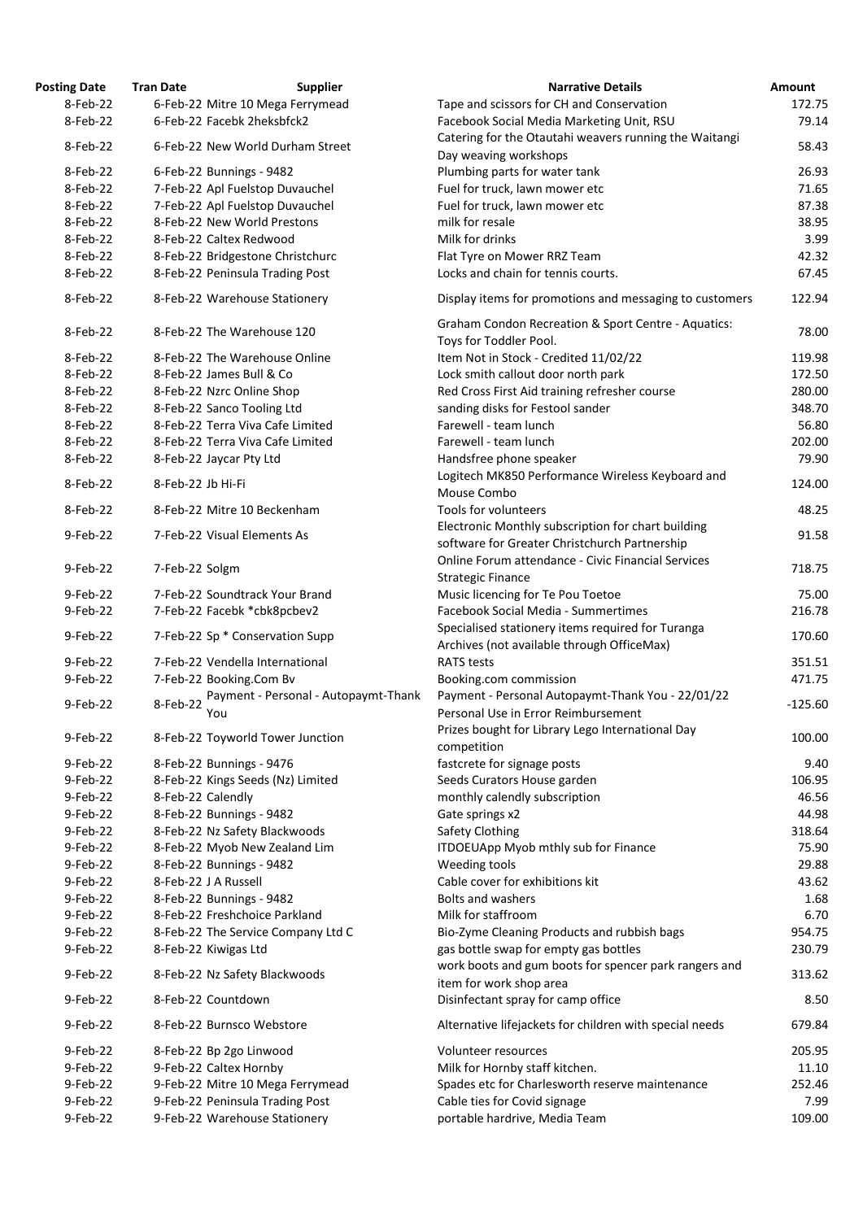| Posting Date | Tran Date | Supplier | Narrative Details | Amount |
|---|---|---|---|---|
| 8-Feb-22 | 6-Feb-22 | Mitre 10 Mega Ferrymead | Tape and scissors for CH and Conservation | 172.75 |
| 8-Feb-22 | 6-Feb-22 | Facebk 2heksbfck2 | Facebook Social Media Marketing Unit, RSU | 79.14 |
| 8-Feb-22 | 6-Feb-22 | New World Durham Street | Catering for the Otautahi weavers running the Waitangi Day weaving workshops | 58.43 |
| 8-Feb-22 | 6-Feb-22 | Bunnings - 9482 | Plumbing parts for water tank | 26.93 |
| 8-Feb-22 | 7-Feb-22 | Apl Fuelstop Duvauchel | Fuel for truck, lawn mower etc | 71.65 |
| 8-Feb-22 | 7-Feb-22 | Apl Fuelstop Duvauchel | Fuel for truck, lawn mower etc | 87.38 |
| 8-Feb-22 | 8-Feb-22 | New World Prestons | milk for resale | 38.95 |
| 8-Feb-22 | 8-Feb-22 | Caltex Redwood | Milk for drinks | 3.99 |
| 8-Feb-22 | 8-Feb-22 | Bridgestone Christchurc | Flat Tyre on Mower RRZ Team | 42.32 |
| 8-Feb-22 | 8-Feb-22 | Peninsula Trading Post | Locks and chain for tennis courts. | 67.45 |
| 8-Feb-22 | 8-Feb-22 | Warehouse Stationery | Display items for promotions and messaging to customers | 122.94 |
| 8-Feb-22 | 8-Feb-22 | The Warehouse 120 | Graham Condon Recreation & Sport Centre - Aquatics: Toys for Toddler Pool. | 78.00 |
| 8-Feb-22 | 8-Feb-22 | The Warehouse Online | Item Not in Stock - Credited 11/02/22 | 119.98 |
| 8-Feb-22 | 8-Feb-22 | James Bull & Co | Lock smith callout door north park | 172.50 |
| 8-Feb-22 | 8-Feb-22 | Nzrc Online Shop | Red Cross First Aid training refresher course | 280.00 |
| 8-Feb-22 | 8-Feb-22 | Sanco Tooling Ltd | sanding disks for Festool sander | 348.70 |
| 8-Feb-22 | 8-Feb-22 | Terra Viva Cafe Limited | Farewell - team lunch | 56.80 |
| 8-Feb-22 | 8-Feb-22 | Terra Viva Cafe Limited | Farewell - team lunch | 202.00 |
| 8-Feb-22 | 8-Feb-22 | Jaycar Pty Ltd | Handsfree phone speaker | 79.90 |
| 8-Feb-22 | 8-Feb-22 | Jb Hi-Fi | Logitech MK850 Performance Wireless Keyboard and Mouse Combo | 124.00 |
| 8-Feb-22 | 8-Feb-22 | Mitre 10 Beckenham | Tools for volunteers | 48.25 |
| 9-Feb-22 | 7-Feb-22 | Visual Elements As | Electronic Monthly subscription for chart building software for Greater Christchurch Partnership | 91.58 |
| 9-Feb-22 | 7-Feb-22 | Solgm | Online Forum attendance - Civic Financial Services Strategic Finance | 718.75 |
| 9-Feb-22 | 7-Feb-22 | Soundtrack Your Brand | Music licencing for Te Pou Toetoe | 75.00 |
| 9-Feb-22 | 7-Feb-22 | Facebk *cbk8pcbev2 | Facebook Social Media - Summertimes | 216.78 |
| 9-Feb-22 | 7-Feb-22 | Sp * Conservation Supp | Specialised stationery items required for Turanga Archives (not available through OfficeMax) | 170.60 |
| 9-Feb-22 | 7-Feb-22 | Vendella International | RATS tests | 351.51 |
| 9-Feb-22 | 7-Feb-22 | Booking.Com Bv | Booking.com commission | 471.75 |
| 9-Feb-22 | 8-Feb-22 | Payment - Personal - Autopaymt-Thank You | Payment - Personal Autopaymt-Thank You - 22/01/22 Personal Use in Error Reimbursement | -125.60 |
| 9-Feb-22 | 8-Feb-22 | Toyworld Tower Junction | Prizes bought for Library Lego International Day competition | 100.00 |
| 9-Feb-22 | 8-Feb-22 | Bunnings - 9476 | fastcrete for signage posts | 9.40 |
| 9-Feb-22 | 8-Feb-22 | Kings Seeds (Nz) Limited | Seeds Curators House garden | 106.95 |
| 9-Feb-22 | 8-Feb-22 | Calendly | monthly calendly subscription | 46.56 |
| 9-Feb-22 | 8-Feb-22 | Bunnings - 9482 | Gate springs x2 | 44.98 |
| 9-Feb-22 | 8-Feb-22 | Nz Safety Blackwoods | Safety Clothing | 318.64 |
| 9-Feb-22 | 8-Feb-22 | Myob New Zealand Lim | ITDOEUApp Myob mthly sub for Finance | 75.90 |
| 9-Feb-22 | 8-Feb-22 | Bunnings - 9482 | Weeding tools | 29.88 |
| 9-Feb-22 | 8-Feb-22 | J A Russell | Cable cover for exhibitions kit | 43.62 |
| 9-Feb-22 | 8-Feb-22 | Bunnings - 9482 | Bolts and washers | 1.68 |
| 9-Feb-22 | 8-Feb-22 | Freshchoice Parkland | Milk for staffroom | 6.70 |
| 9-Feb-22 | 8-Feb-22 | The Service Company Ltd C | Bio-Zyme Cleaning Products and rubbish bags | 954.75 |
| 9-Feb-22 | 8-Feb-22 | Kiwigas Ltd | gas bottle swap for empty gas bottles | 230.79 |
| 9-Feb-22 | 8-Feb-22 | Nz Safety Blackwoods | work boots and gum boots for spencer park rangers and item for work shop area | 313.62 |
| 9-Feb-22 | 8-Feb-22 | Countdown | Disinfectant spray for camp office | 8.50 |
| 9-Feb-22 | 8-Feb-22 | Burnsco Webstore | Alternative lifejackets for children with special needs | 679.84 |
| 9-Feb-22 | 8-Feb-22 | Bp 2go Linwood | Volunteer resources | 205.95 |
| 9-Feb-22 | 9-Feb-22 | Caltex Hornby | Milk for Hornby staff kitchen. | 11.10 |
| 9-Feb-22 | 9-Feb-22 | Mitre 10 Mega Ferrymead | Spades etc for Charlesworth reserve maintenance | 252.46 |
| 9-Feb-22 | 9-Feb-22 | Peninsula Trading Post | Cable ties for Covid signage | 7.99 |
| 9-Feb-22 | 9-Feb-22 | Warehouse Stationery | portable hardrive, Media Team | 109.00 |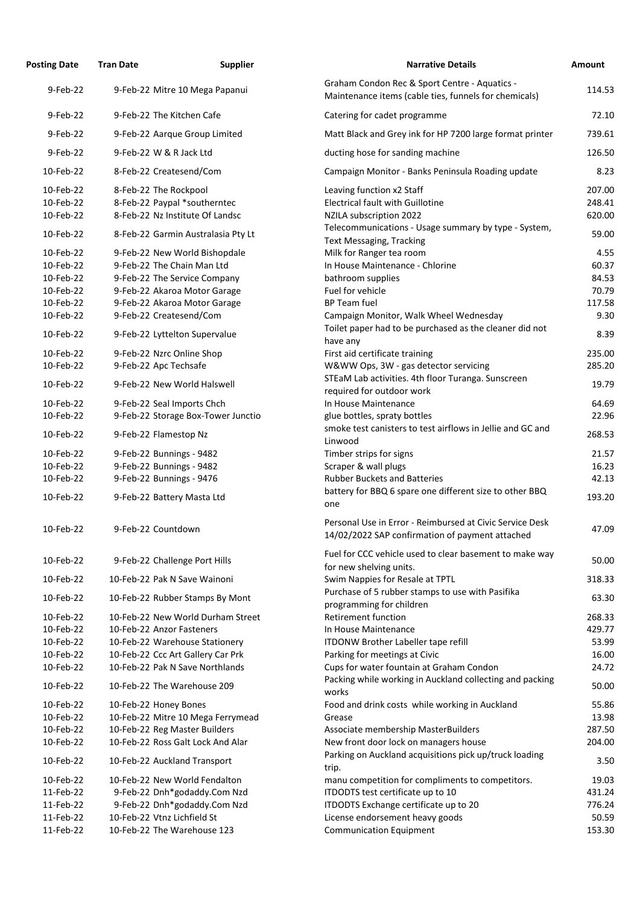| Posting Date | Tran Date | Supplier | Narrative Details | Amount |
|---|---|---|---|---|
| 9-Feb-22 | 9-Feb-22 | Mitre 10 Mega Papanui | Graham Condon Rec & Sport Centre - Aquatics - Maintenance items (cable ties, funnels for chemicals) | 114.53 |
| 9-Feb-22 | 9-Feb-22 | The Kitchen Cafe | Catering for cadet programme | 72.10 |
| 9-Feb-22 | 9-Feb-22 | Aarque Group Limited | Matt Black and Grey ink for HP 7200 large format printer | 739.61 |
| 9-Feb-22 | 9-Feb-22 | W & R Jack Ltd | ducting hose for sanding machine | 126.50 |
| 10-Feb-22 | 8-Feb-22 | Createsend/Com | Campaign Monitor - Banks Peninsula Roading update | 8.23 |
| 10-Feb-22 | 8-Feb-22 | The Rockpool | Leaving function x2 Staff | 207.00 |
| 10-Feb-22 | 8-Feb-22 | Paypal *southerntec | Electrical fault with Guillotine | 248.41 |
| 10-Feb-22 | 8-Feb-22 | Nz Institute Of Landsc | NZILA subscription 2022 | 620.00 |
| 10-Feb-22 | 8-Feb-22 | Garmin Australasia Pty Lt | Telecommunications - Usage summary by type - System, Text Messaging, Tracking | 59.00 |
| 10-Feb-22 | 9-Feb-22 | New World Bishopdale | Milk for Ranger tea room | 4.55 |
| 10-Feb-22 | 9-Feb-22 | The Chain Man Ltd | In House Maintenance - Chlorine | 60.37 |
| 10-Feb-22 | 9-Feb-22 | The Service Company | bathroom supplies | 84.53 |
| 10-Feb-22 | 9-Feb-22 | Akaroa Motor Garage | Fuel for vehicle | 70.79 |
| 10-Feb-22 | 9-Feb-22 | Akaroa Motor Garage | BP Team fuel | 117.58 |
| 10-Feb-22 | 9-Feb-22 | Createsend/Com | Campaign Monitor, Walk Wheel Wednesday | 9.30 |
| 10-Feb-22 | 9-Feb-22 | Lyttelton Supervalue | Toilet paper had to be purchased as the cleaner did not have any | 8.39 |
| 10-Feb-22 | 9-Feb-22 | Nzrc Online Shop | First aid certificate training | 235.00 |
| 10-Feb-22 | 9-Feb-22 | Apc Techsafe | W&WW Ops, 3W - gas detector servicing | 285.20 |
| 10-Feb-22 | 9-Feb-22 | New World Halswell | STEaM Lab activities. 4th floor Turanga. Sunscreen required for outdoor work | 19.79 |
| 10-Feb-22 | 9-Feb-22 | Seal Imports Chch | In House Maintenance | 64.69 |
| 10-Feb-22 | 9-Feb-22 | Storage Box-Tower Junctio | glue bottles, spraty bottles | 22.96 |
| 10-Feb-22 | 9-Feb-22 | Flamestop Nz | smoke test canisters to test airflows in Jellie and GC and Linwood | 268.53 |
| 10-Feb-22 | 9-Feb-22 | Bunnings - 9482 | Timber strips for signs | 21.57 |
| 10-Feb-22 | 9-Feb-22 | Bunnings - 9482 | Scraper & wall plugs | 16.23 |
| 10-Feb-22 | 9-Feb-22 | Bunnings - 9476 | Rubber Buckets and Batteries | 42.13 |
| 10-Feb-22 | 9-Feb-22 | Battery Masta Ltd | battery for BBQ 6 spare one different size to other BBQ one | 193.20 |
| 10-Feb-22 | 9-Feb-22 | Countdown | Personal Use in Error - Reimbursed at Civic Service Desk 14/02/2022 SAP confirmation of payment attached | 47.09 |
| 10-Feb-22 | 9-Feb-22 | Challenge Port Hills | Fuel for CCC vehicle used to clear basement to make way for new shelving units. | 50.00 |
| 10-Feb-22 | 10-Feb-22 | Pak N Save Wainoni | Swim Nappies for Resale at TPTL | 318.33 |
| 10-Feb-22 | 10-Feb-22 | Rubber Stamps By Mont | Purchase of 5 rubber stamps to use with Pasifika programming for children | 63.30 |
| 10-Feb-22 | 10-Feb-22 | New World Durham Street | Retirement function | 268.33 |
| 10-Feb-22 | 10-Feb-22 | Anzor Fasteners | In House Maintenance | 429.77 |
| 10-Feb-22 | 10-Feb-22 | Warehouse Stationery | ITDONW Brother Labeller tape refill | 53.99 |
| 10-Feb-22 | 10-Feb-22 | Ccc Art Gallery Car Prk | Parking for meetings at Civic | 16.00 |
| 10-Feb-22 | 10-Feb-22 | Pak N Save Northlands | Cups for water fountain at Graham Condon | 24.72 |
| 10-Feb-22 | 10-Feb-22 | The Warehouse 209 | Packing while working in Auckland collecting and packing works | 50.00 |
| 10-Feb-22 | 10-Feb-22 | Honey Bones | Food and drink costs while working in Auckland | 55.86 |
| 10-Feb-22 | 10-Feb-22 | Mitre 10 Mega Ferrymead | Grease | 13.98 |
| 10-Feb-22 | 10-Feb-22 | Reg Master Builders | Associate membership MasterBuilders | 287.50 |
| 10-Feb-22 | 10-Feb-22 | Ross Galt Lock And Alar | New front door lock on managers house | 204.00 |
| 10-Feb-22 | 10-Feb-22 | Auckland Transport | Parking on Auckland acquisitions pick up/truck loading trip. | 3.50 |
| 10-Feb-22 | 10-Feb-22 | New World Fendalton | manu competition for compliments to competitors. | 19.03 |
| 11-Feb-22 | 9-Feb-22 | Dnh*godaddy.Com Nzd | ITDODTS test certificate up to 10 | 431.24 |
| 11-Feb-22 | 9-Feb-22 | Dnh*godaddy.Com Nzd | ITDODTS Exchange certificate up to 20 | 776.24 |
| 11-Feb-22 | 10-Feb-22 | Vtnz Lichfield St | License endorsement heavy goods | 50.59 |
| 11-Feb-22 | 10-Feb-22 | The Warehouse 123 | Communication Equipment | 153.30 |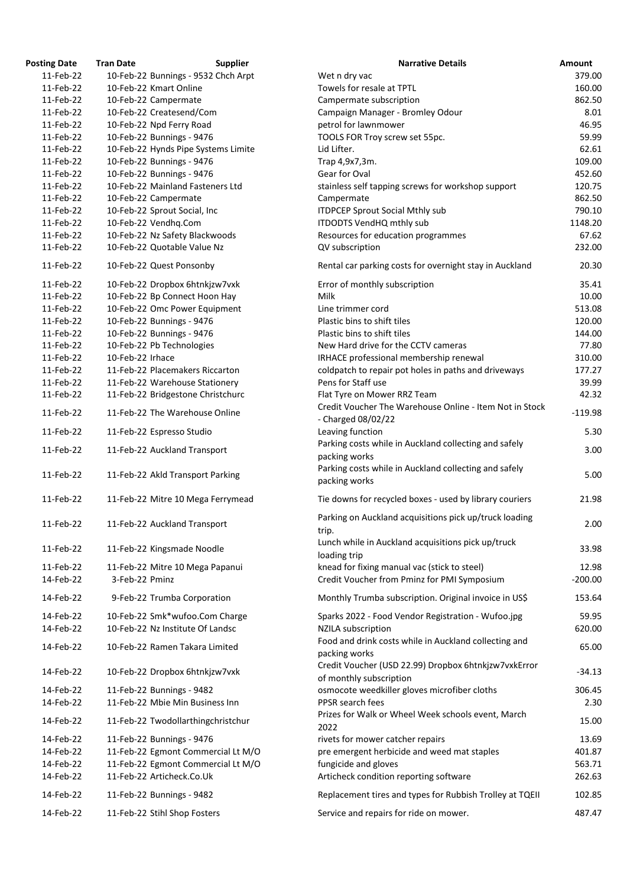| Posting Date | Tran Date | Supplier | Narrative Details | Amount |
|---|---|---|---|---|
| 11-Feb-22 | 10-Feb-22 | Bunnings - 9532 Chch Arpt | Wet n dry vac | 379.00 |
| 11-Feb-22 | 10-Feb-22 | Kmart Online | Towels for resale at TPTL | 160.00 |
| 11-Feb-22 | 10-Feb-22 | Campermate | Campermate subscription | 862.50 |
| 11-Feb-22 | 10-Feb-22 | Createsend/Com | Campaign Manager - Bromley Odour | 8.01 |
| 11-Feb-22 | 10-Feb-22 | Npd Ferry Road | petrol for lawnmower | 46.95 |
| 11-Feb-22 | 10-Feb-22 | Bunnings - 9476 | TOOLS FOR Troy screw set 55pc. | 59.99 |
| 11-Feb-22 | 10-Feb-22 | Hynds Pipe Systems Limite | Lid Lifter. | 62.61 |
| 11-Feb-22 | 10-Feb-22 | Bunnings - 9476 | Trap 4,9x7,3m. | 109.00 |
| 11-Feb-22 | 10-Feb-22 | Bunnings - 9476 | Gear for Oval | 452.60 |
| 11-Feb-22 | 10-Feb-22 | Mainland Fasteners Ltd | stainless self tapping screws for workshop support | 120.75 |
| 11-Feb-22 | 10-Feb-22 | Campermate | Campermate | 862.50 |
| 11-Feb-22 | 10-Feb-22 | Sprout Social, Inc | ITDPCEP Sprout Social Mthly sub | 790.10 |
| 11-Feb-22 | 10-Feb-22 | Vendhq.Com | ITDODTS VendHQ mthly sub | 1148.20 |
| 11-Feb-22 | 10-Feb-22 | Nz Safety Blackwoods | Resources for education programmes | 67.62 |
| 11-Feb-22 | 10-Feb-22 | Quotable Value Nz | QV subscription | 232.00 |
| 11-Feb-22 | 10-Feb-22 | Quest Ponsonby | Rental car parking costs for overnight stay in Auckland | 20.30 |
| 11-Feb-22 | 10-Feb-22 | Dropbox 6htnkjzw7vxk | Error of monthly subscription | 35.41 |
| 11-Feb-22 | 10-Feb-22 | Bp Connect Hoon Hay | Milk | 10.00 |
| 11-Feb-22 | 10-Feb-22 | Omc Power Equipment | Line trimmer cord | 513.08 |
| 11-Feb-22 | 10-Feb-22 | Bunnings - 9476 | Plastic bins to shift tiles | 120.00 |
| 11-Feb-22 | 10-Feb-22 | Bunnings - 9476 | Plastic bins to shift tiles | 144.00 |
| 11-Feb-22 | 10-Feb-22 | Pb Technologies | New Hard drive for the CCTV cameras | 77.80 |
| 11-Feb-22 | 10-Feb-22 | Irhace | IRHACE professional membership renewal | 310.00 |
| 11-Feb-22 | 11-Feb-22 | Placemakers Riccarton | coldpatch to repair pot holes in paths and driveways | 177.27 |
| 11-Feb-22 | 11-Feb-22 | Warehouse Stationery | Pens for Staff use | 39.99 |
| 11-Feb-22 | 11-Feb-22 | Bridgestone Christchurc | Flat Tyre on Mower RRZ Team | 42.32 |
| 11-Feb-22 | 11-Feb-22 | The Warehouse Online | Credit Voucher The Warehouse Online - Item Not in Stock - Charged 08/02/22 | -119.98 |
| 11-Feb-22 | 11-Feb-22 | Espresso Studio | Leaving function | 5.30 |
| 11-Feb-22 | 11-Feb-22 | Auckland Transport | Parking costs while in Auckland collecting and safely packing works | 3.00 |
| 11-Feb-22 | 11-Feb-22 | Akld Transport Parking | Parking costs while in Auckland collecting and safely packing works | 5.00 |
| 11-Feb-22 | 11-Feb-22 | Mitre 10 Mega Ferrymead | Tie downs for recycled boxes - used by library couriers | 21.98 |
| 11-Feb-22 | 11-Feb-22 | Auckland Transport | Parking on Auckland acquisitions pick up/truck loading trip. | 2.00 |
| 11-Feb-22 | 11-Feb-22 | Kingsmade Noodle | Lunch while in Auckland acquisitions pick up/truck loading trip | 33.98 |
| 11-Feb-22 | 11-Feb-22 | Mitre 10 Mega Papanui | knead for fixing manual vac (stick to steel) | 12.98 |
| 14-Feb-22 | 3-Feb-22 | Pminz | Credit Voucher from Pminz for PMI Symposium | -200.00 |
| 14-Feb-22 | 9-Feb-22 | Trumba Corporation | Monthly Trumba subscription. Original invoice in US$ | 153.64 |
| 14-Feb-22 | 10-Feb-22 | Smk*wufoo.Com Charge | Sparks 2022 - Food Vendor Registration - Wufoo.jpg | 59.95 |
| 14-Feb-22 | 10-Feb-22 | Nz Institute Of Landsc | NZILA subscription | 620.00 |
| 14-Feb-22 | 10-Feb-22 | Ramen Takara Limited | Food and drink costs while in Auckland collecting and packing works | 65.00 |
| 14-Feb-22 | 10-Feb-22 | Dropbox 6htnkjzw7vxk | Credit Voucher (USD 22.99) Dropbox 6htnkjzw7vxkError of monthly subscription | -34.13 |
| 14-Feb-22 | 11-Feb-22 | Bunnings - 9482 | osmocote weedkiller gloves microfiber cloths | 306.45 |
| 14-Feb-22 | 11-Feb-22 | Mbie Min Business Inn | PPSR search fees | 2.30 |
| 14-Feb-22 | 11-Feb-22 | Twodollarthingchristchur | Prizes for Walk or Wheel Week schools event, March 2022 | 15.00 |
| 14-Feb-22 | 11-Feb-22 | Bunnings - 9476 | rivets for mower catcher repairs | 13.69 |
| 14-Feb-22 | 11-Feb-22 | Egmont Commercial Lt M/O | pre emergent herbicide and weed mat staples | 401.87 |
| 14-Feb-22 | 11-Feb-22 | Egmont Commercial Lt M/O | fungicide and gloves | 563.71 |
| 14-Feb-22 | 11-Feb-22 | Articheck.Co.Uk | Articheck condition reporting software | 262.63 |
| 14-Feb-22 | 11-Feb-22 | Bunnings - 9482 | Replacement tires and types for Rubbish Trolley at TQEII | 102.85 |
| 14-Feb-22 | 11-Feb-22 | Stihl Shop Fosters | Service and repairs for ride on mower. | 487.47 |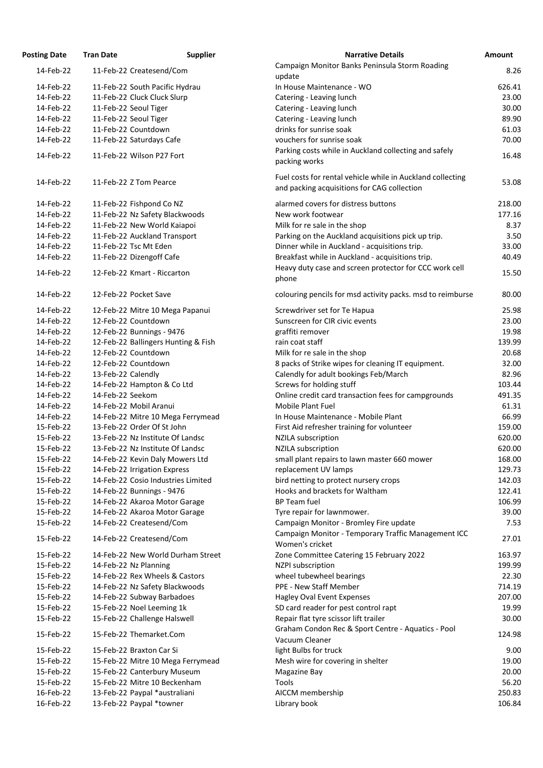| Posting Date | Tran Date | Supplier | Narrative Details | Amount |
|---|---|---|---|---|
| 14-Feb-22 | 11-Feb-22 | Createsend/Com | Campaign Monitor Banks Peninsula Storm Roading update | 8.26 |
| 14-Feb-22 | 11-Feb-22 | South Pacific Hydrau | In House Maintenance - WO | 626.41 |
| 14-Feb-22 | 11-Feb-22 | Cluck Cluck Slurp | Catering - Leaving lunch | 23.00 |
| 14-Feb-22 | 11-Feb-22 | Seoul Tiger | Catering - Leaving lunch | 30.00 |
| 14-Feb-22 | 11-Feb-22 | Seoul Tiger | Catering - Leaving lunch | 89.90 |
| 14-Feb-22 | 11-Feb-22 | Countdown | drinks for sunrise soak | 61.03 |
| 14-Feb-22 | 11-Feb-22 | Saturdays Cafe | vouchers for sunrise soak | 70.00 |
| 14-Feb-22 | 11-Feb-22 | Wilson P27 Fort | Parking costs while in Auckland collecting and safely packing works | 16.48 |
| 14-Feb-22 | 11-Feb-22 | Z Tom Pearce | Fuel costs for rental vehicle while in Auckland collecting and packing acquisitions for CAG collection | 53.08 |
| 14-Feb-22 | 11-Feb-22 | Fishpond Co NZ | alarmed covers for distress buttons | 218.00 |
| 14-Feb-22 | 11-Feb-22 | Nz Safety Blackwoods | New work footwear | 177.16 |
| 14-Feb-22 | 11-Feb-22 | New World Kaiapoi | Milk for re sale in the shop | 8.37 |
| 14-Feb-22 | 11-Feb-22 | Auckland Transport | Parking on the Auckland acquisitions pick up trip. | 3.50 |
| 14-Feb-22 | 11-Feb-22 | Tsc Mt Eden | Dinner while in Auckland - acquisitions trip. | 33.00 |
| 14-Feb-22 | 11-Feb-22 | Dizengoff Cafe | Breakfast while in Auckland - acquisitions trip. | 40.49 |
| 14-Feb-22 | 12-Feb-22 | Kmart - Riccarton | Heavy duty case and screen protector for CCC work cell phone | 15.50 |
| 14-Feb-22 | 12-Feb-22 | Pocket Save | colouring pencils for msd activity packs. msd to reimburse | 80.00 |
| 14-Feb-22 | 12-Feb-22 | Mitre 10 Mega Papanui | Screwdriver set for Te Hapua | 25.98 |
| 14-Feb-22 | 12-Feb-22 | Countdown | Sunscreen for CIR civic events | 23.00 |
| 14-Feb-22 | 12-Feb-22 | Bunnings - 9476 | graffiti remover | 19.98 |
| 14-Feb-22 | 12-Feb-22 | Ballingers Hunting & Fish | rain coat staff | 139.99 |
| 14-Feb-22 | 12-Feb-22 | Countdown | Milk for re sale in the shop | 20.68 |
| 14-Feb-22 | 12-Feb-22 | Countdown | 8 packs of Strike wipes for cleaning IT equipment. | 32.00 |
| 14-Feb-22 | 13-Feb-22 | Calendly | Calendly for adult bookings Feb/March | 82.96 |
| 14-Feb-22 | 14-Feb-22 | Hampton & Co Ltd | Screws for holding stuff | 103.44 |
| 14-Feb-22 | 14-Feb-22 | Seekom | Online credit card transaction fees for campgrounds | 491.35 |
| 14-Feb-22 | 14-Feb-22 | Mobil Aranui | Mobile Plant Fuel | 61.31 |
| 14-Feb-22 | 14-Feb-22 | Mitre 10 Mega Ferrymead | In House Maintenance - Mobile Plant | 66.99 |
| 15-Feb-22 | 13-Feb-22 | Order Of St John | First Aid refresher training for volunteer | 159.00 |
| 15-Feb-22 | 13-Feb-22 | Nz Institute Of Landsc | NZILA subscription | 620.00 |
| 15-Feb-22 | 13-Feb-22 | Nz Institute Of Landsc | NZILA subscription | 620.00 |
| 15-Feb-22 | 14-Feb-22 | Kevin Daly Mowers Ltd | small plant repairs to lawn master 660 mower | 168.00 |
| 15-Feb-22 | 14-Feb-22 | Irrigation Express | replacement UV lamps | 129.73 |
| 15-Feb-22 | 14-Feb-22 | Cosio Industries Limited | bird netting to protect nursery crops | 142.03 |
| 15-Feb-22 | 14-Feb-22 | Bunnings - 9476 | Hooks and brackets for Waltham | 122.41 |
| 15-Feb-22 | 14-Feb-22 | Akaroa Motor Garage | BP Team fuel | 106.99 |
| 15-Feb-22 | 14-Feb-22 | Akaroa Motor Garage | Tyre repair for lawnmower. | 39.00 |
| 15-Feb-22 | 14-Feb-22 | Createsend/Com | Campaign Monitor - Bromley Fire update | 7.53 |
| 15-Feb-22 | 14-Feb-22 | Createsend/Com | Campaign Monitor - Temporary Traffic Management ICC Women's cricket | 27.01 |
| 15-Feb-22 | 14-Feb-22 | New World Durham Street | Zone Committee Catering 15 February 2022 | 163.97 |
| 15-Feb-22 | 14-Feb-22 | Nz Planning | NZPI subscription | 199.99 |
| 15-Feb-22 | 14-Feb-22 | Rex Wheels & Castors | wheel tubewheel bearings | 22.30 |
| 15-Feb-22 | 14-Feb-22 | Nz Safety Blackwoods | PPE - New Staff Member | 714.19 |
| 15-Feb-22 | 14-Feb-22 | Subway Barbadoes | Hagley Oval Event Expenses | 207.00 |
| 15-Feb-22 | 15-Feb-22 | Noel Leeming 1k | SD card reader for pest control rapt | 19.99 |
| 15-Feb-22 | 15-Feb-22 | Challenge Halswell | Repair flat tyre scissor lift trailer | 30.00 |
| 15-Feb-22 | 15-Feb-22 | Themarket.Com | Graham Condon Rec & Sport Centre - Aquatics - Pool Vacuum Cleaner | 124.98 |
| 15-Feb-22 | 15-Feb-22 | Braxton Car Si | light Bulbs for truck | 9.00 |
| 15-Feb-22 | 15-Feb-22 | Mitre 10 Mega Ferrymead | Mesh wire for covering in shelter | 19.00 |
| 15-Feb-22 | 15-Feb-22 | Canterbury Museum | Magazine Bay | 20.00 |
| 15-Feb-22 | 15-Feb-22 | Mitre 10 Beckenham | Tools | 56.20 |
| 16-Feb-22 | 13-Feb-22 | Paypal *australiani | AICCM membership | 250.83 |
| 16-Feb-22 | 13-Feb-22 | Paypal *towner | Library book | 106.84 |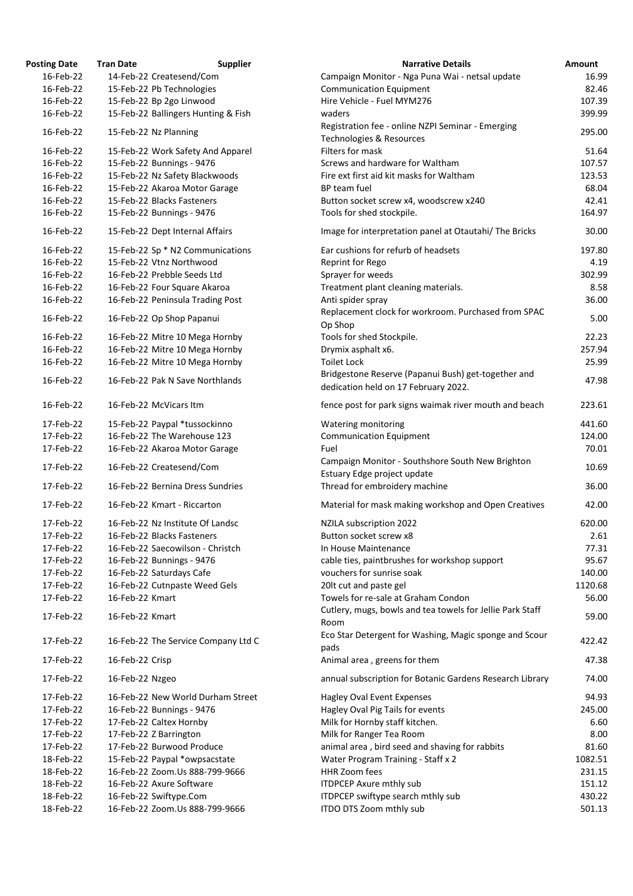| Posting Date | Tran Date | Supplier | Narrative Details | Amount |
|---|---|---|---|---|
| 16-Feb-22 | 14-Feb-22 | Createsend/Com | Campaign Monitor - Nga Puna Wai - netsal update | 16.99 |
| 16-Feb-22 | 15-Feb-22 | Pb Technologies | Communication Equipment | 82.46 |
| 16-Feb-22 | 15-Feb-22 | Bp 2go Linwood | Hire Vehicle - Fuel MYM276 | 107.39 |
| 16-Feb-22 | 15-Feb-22 | Ballingers Hunting & Fish | waders | 399.99 |
| 16-Feb-22 | 15-Feb-22 | Nz Planning | Registration fee - online NZPI Seminar - Emerging Technologies & Resources | 295.00 |
| 16-Feb-22 | 15-Feb-22 | Work Safety And Apparel | Filters for mask | 51.64 |
| 16-Feb-22 | 15-Feb-22 | Bunnings - 9476 | Screws and hardware for Waltham | 107.57 |
| 16-Feb-22 | 15-Feb-22 | Nz Safety Blackwoods | Fire ext first aid kit masks for Waltham | 123.53 |
| 16-Feb-22 | 15-Feb-22 | Akaroa Motor Garage | BP team fuel | 68.04 |
| 16-Feb-22 | 15-Feb-22 | Blacks Fasteners | Button socket screw x4, woodscrew x240 | 42.41 |
| 16-Feb-22 | 15-Feb-22 | Bunnings - 9476 | Tools for shed stockpile. | 164.97 |
| 16-Feb-22 | 15-Feb-22 | Dept Internal Affairs | Image for interpretation panel at Otautahi/ The Bricks | 30.00 |
| 16-Feb-22 | 15-Feb-22 | Sp * N2 Communications | Ear cushions for refurb of headsets | 197.80 |
| 16-Feb-22 | 15-Feb-22 | Vtnz Northwood | Reprint for Rego | 4.19 |
| 16-Feb-22 | 16-Feb-22 | Prebble Seeds Ltd | Sprayer for weeds | 302.99 |
| 16-Feb-22 | 16-Feb-22 | Four Square Akaroa | Treatment plant cleaning materials. | 8.58 |
| 16-Feb-22 | 16-Feb-22 | Peninsula Trading Post | Anti spider spray | 36.00 |
| 16-Feb-22 | 16-Feb-22 | Op Shop Papanui | Replacement clock for workroom. Purchased from SPAC Op Shop | 5.00 |
| 16-Feb-22 | 16-Feb-22 | Mitre 10 Mega Hornby | Tools for shed Stockpile. | 22.23 |
| 16-Feb-22 | 16-Feb-22 | Mitre 10 Mega Hornby | Drymix asphalt x6. | 257.94 |
| 16-Feb-22 | 16-Feb-22 | Mitre 10 Mega Hornby | Toilet Lock | 25.99 |
| 16-Feb-22 | 16-Feb-22 | Pak N Save Northlands | Bridgestone Reserve (Papanui Bush) get-together and dedication held on 17 February 2022. | 47.98 |
| 16-Feb-22 | 16-Feb-22 | McVicars Itm | fence post for park signs waimak river mouth and beach | 223.61 |
| 17-Feb-22 | 15-Feb-22 | Paypal *tussockinno | Watering monitoring | 441.60 |
| 17-Feb-22 | 16-Feb-22 | The Warehouse 123 | Communication Equipment | 124.00 |
| 17-Feb-22 | 16-Feb-22 | Akaroa Motor Garage | Fuel | 70.01 |
| 17-Feb-22 | 16-Feb-22 | Createsend/Com | Campaign Monitor - Southshore South New Brighton Estuary Edge project update | 10.69 |
| 17-Feb-22 | 16-Feb-22 | Bernina Dress Sundries | Thread for embroidery machine | 36.00 |
| 17-Feb-22 | 16-Feb-22 | Kmart - Riccarton | Material for mask making workshop and Open Creatives | 42.00 |
| 17-Feb-22 | 16-Feb-22 | Nz Institute Of Landsc | NZILA subscription 2022 | 620.00 |
| 17-Feb-22 | 16-Feb-22 | Blacks Fasteners | Button socket screw x8 | 2.61 |
| 17-Feb-22 | 16-Feb-22 | Saecowilson - Christch | In House Maintenance | 77.31 |
| 17-Feb-22 | 16-Feb-22 | Bunnings - 9476 | cable ties, paintbrushes for workshop support | 95.67 |
| 17-Feb-22 | 16-Feb-22 | Saturdays Cafe | vouchers for sunrise soak | 140.00 |
| 17-Feb-22 | 16-Feb-22 | Cutnpaste Weed Gels | 20lt cut and paste gel | 1120.68 |
| 17-Feb-22 | 16-Feb-22 | Kmart | Towels for re-sale at Graham Condon | 56.00 |
| 17-Feb-22 | 16-Feb-22 | Kmart | Cutlery, mugs, bowls and tea towels for Jellie Park Staff Room | 59.00 |
| 17-Feb-22 | 16-Feb-22 | The Service Company Ltd C | Eco Star Detergent for Washing, Magic sponge and Scour pads | 422.42 |
| 17-Feb-22 | 16-Feb-22 | Crisp | Animal area , greens for them | 47.38 |
| 17-Feb-22 | 16-Feb-22 | Nzgeo | annual subscription for Botanic Gardens Research Library | 74.00 |
| 17-Feb-22 | 16-Feb-22 | New World Durham Street | Hagley Oval Event Expenses | 94.93 |
| 17-Feb-22 | 16-Feb-22 | Bunnings - 9476 | Hagley Oval Pig Tails for events | 245.00 |
| 17-Feb-22 | 17-Feb-22 | Caltex Hornby | Milk for Hornby staff kitchen. | 6.60 |
| 17-Feb-22 | 17-Feb-22 | Z Barrington | Milk for Ranger Tea Room | 8.00 |
| 17-Feb-22 | 17-Feb-22 | Burwood Produce | animal area , bird seed and shaving for rabbits | 81.60 |
| 18-Feb-22 | 15-Feb-22 | Paypal *owpsacstate | Water Program Training - Staff x 2 | 1082.51 |
| 18-Feb-22 | 16-Feb-22 | Zoom.Us 888-799-9666 | HHR Zoom fees | 231.15 |
| 18-Feb-22 | 16-Feb-22 | Axure Software | ITDPCEP Axure mthly sub | 151.12 |
| 18-Feb-22 | 16-Feb-22 | Swiftype.Com | ITDPCEP swiftype search mthly sub | 430.22 |
| 18-Feb-22 | 16-Feb-22 | Zoom.Us 888-799-9666 | ITDO DTS Zoom mthly sub | 501.13 |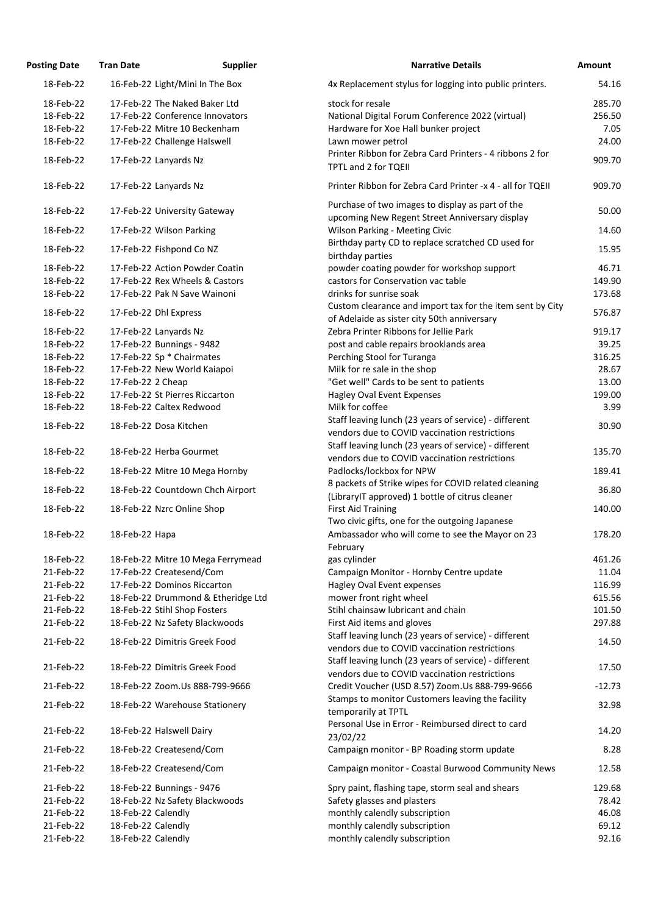| Posting Date | Tran Date | Supplier | Narrative Details | Amount |
|---|---|---|---|---|
| 18-Feb-22 | 16-Feb-22 | Light/Mini In The Box | 4x Replacement stylus for logging into public printers. | 54.16 |
| 18-Feb-22 | 17-Feb-22 | The Naked Baker Ltd | stock for resale | 285.70 |
| 18-Feb-22 | 17-Feb-22 | Conference Innovators | National Digital Forum Conference 2022 (virtual) | 256.50 |
| 18-Feb-22 | 17-Feb-22 | Mitre 10 Beckenham | Hardware for Xoe Hall bunker project | 7.05 |
| 18-Feb-22 | 17-Feb-22 | Challenge Halswell | Lawn mower petrol | 24.00 |
| 18-Feb-22 | 17-Feb-22 | Lanyards Nz | Printer Ribbon for Zebra Card Printers - 4 ribbons 2 for TPTL and 2 for TQEII | 909.70 |
| 18-Feb-22 | 17-Feb-22 | Lanyards Nz | Printer Ribbon for Zebra Card Printer -x 4 - all for TQEII | 909.70 |
| 18-Feb-22 | 17-Feb-22 | University Gateway | Purchase of two images to display as part of the upcoming New Regent Street Anniversary display | 50.00 |
| 18-Feb-22 | 17-Feb-22 | Wilson Parking | Wilson Parking - Meeting Civic | 14.60 |
| 18-Feb-22 | 17-Feb-22 | Fishpond Co NZ | Birthday party CD to replace scratched CD used for birthday parties | 15.95 |
| 18-Feb-22 | 17-Feb-22 | Action Powder Coatin | powder coating powder for workshop support | 46.71 |
| 18-Feb-22 | 17-Feb-22 | Rex Wheels & Castors | castors for Conservation vac table | 149.90 |
| 18-Feb-22 | 17-Feb-22 | Pak N Save Wainoni | drinks for sunrise soak | 173.68 |
| 18-Feb-22 | 17-Feb-22 | Dhl Express | Custom clearance and import tax for the item sent by City of Adelaide as sister city 50th anniversary | 576.87 |
| 18-Feb-22 | 17-Feb-22 | Lanyards Nz | Zebra Printer Ribbons for Jellie Park | 919.17 |
| 18-Feb-22 | 17-Feb-22 | Bunnings - 9482 | post and cable repairs brooklands area | 39.25 |
| 18-Feb-22 | 17-Feb-22 | Sp * Chairmates | Perching Stool for Turanga | 316.25 |
| 18-Feb-22 | 17-Feb-22 | New World Kaiapoi | Milk for re sale in the shop | 28.67 |
| 18-Feb-22 | 17-Feb-22 | 2 Cheap | "Get well" Cards to be sent to patients | 13.00 |
| 18-Feb-22 | 17-Feb-22 | St Pierres Riccarton | Hagley Oval Event Expenses | 199.00 |
| 18-Feb-22 | 18-Feb-22 | Caltex Redwood | Milk for coffee | 3.99 |
| 18-Feb-22 | 18-Feb-22 | Dosa Kitchen | Staff leaving lunch (23 years of service) - different vendors due to COVID vaccination restrictions | 30.90 |
| 18-Feb-22 | 18-Feb-22 | Herba Gourmet | Staff leaving lunch (23 years of service) - different vendors due to COVID vaccination restrictions | 135.70 |
| 18-Feb-22 | 18-Feb-22 | Mitre 10 Mega Hornby | Padlocks/lockbox for NPW | 189.41 |
| 18-Feb-22 | 18-Feb-22 | Countdown Chch Airport | 8 packets of Strike wipes for COVID related cleaning (LibraryIT approved) 1 bottle of citrus cleaner | 36.80 |
| 18-Feb-22 | 18-Feb-22 | Nzrc Online Shop | First Aid Training | 140.00 |
| 18-Feb-22 | 18-Feb-22 | Hapa | Two civic gifts, one for the outgoing Japanese Ambassador who will come to see the Mayor on 23 February | 178.20 |
| 18-Feb-22 | 18-Feb-22 | Mitre 10 Mega Ferrymead | gas cylinder | 461.26 |
| 21-Feb-22 | 17-Feb-22 | Createsend/Com | Campaign Monitor - Hornby Centre update | 11.04 |
| 21-Feb-22 | 17-Feb-22 | Dominos Riccarton | Hagley Oval Event expenses | 116.99 |
| 21-Feb-22 | 18-Feb-22 | Drummond & Etheridge Ltd | mower front right wheel | 615.56 |
| 21-Feb-22 | 18-Feb-22 | Stihl Shop Fosters | Stihl chainsaw lubricant and chain | 101.50 |
| 21-Feb-22 | 18-Feb-22 | Nz Safety Blackwoods | First Aid items and gloves | 297.88 |
| 21-Feb-22 | 18-Feb-22 | Dimitris Greek Food | Staff leaving lunch (23 years of service) - different vendors due to COVID vaccination restrictions | 14.50 |
| 21-Feb-22 | 18-Feb-22 | Dimitris Greek Food | Staff leaving lunch (23 years of service) - different vendors due to COVID vaccination restrictions | 17.50 |
| 21-Feb-22 | 18-Feb-22 | Zoom.Us 888-799-9666 | Credit Voucher (USD 8.57) Zoom.Us 888-799-9666 | -12.73 |
| 21-Feb-22 | 18-Feb-22 | Warehouse Stationery | Stamps to monitor Customers leaving the facility temporarily at TPTL | 32.98 |
| 21-Feb-22 | 18-Feb-22 | Halswell Dairy | Personal Use in Error - Reimbursed direct to card 23/02/22 | 14.20 |
| 21-Feb-22 | 18-Feb-22 | Createsend/Com | Campaign monitor - BP Roading storm update | 8.28 |
| 21-Feb-22 | 18-Feb-22 | Createsend/Com | Campaign monitor - Coastal Burwood Community News | 12.58 |
| 21-Feb-22 | 18-Feb-22 | Bunnings - 9476 | Spry paint, flashing tape, storm seal and shears | 129.68 |
| 21-Feb-22 | 18-Feb-22 | Nz Safety Blackwoods | Safety glasses and plasters | 78.42 |
| 21-Feb-22 | 18-Feb-22 | Calendly | monthly calendly subscription | 46.08 |
| 21-Feb-22 | 18-Feb-22 | Calendly | monthly calendly subscription | 69.12 |
| 21-Feb-22 | 18-Feb-22 | Calendly | monthly calendly subscription | 92.16 |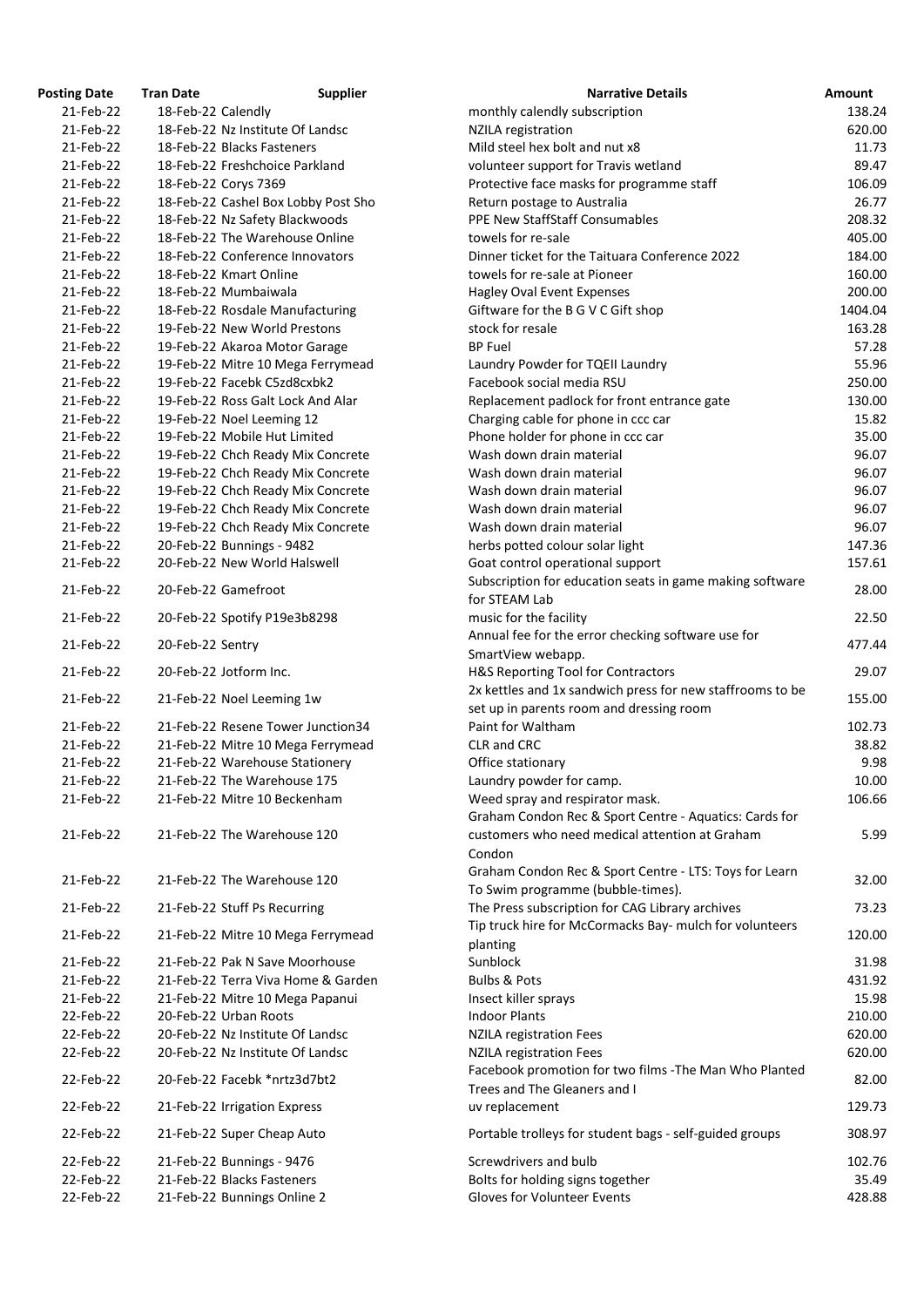| Posting Date | Tran Date | Supplier | Narrative Details | Amount |
|---|---|---|---|---|
| 21-Feb-22 | 18-Feb-22 | Calendly | monthly calendly subscription | 138.24 |
| 21-Feb-22 | 18-Feb-22 | Nz Institute Of Landsc | NZILA registration | 620.00 |
| 21-Feb-22 | 18-Feb-22 | Blacks Fasteners | Mild steel hex bolt and nut x8 | 11.73 |
| 21-Feb-22 | 18-Feb-22 | Freshchoice Parkland | volunteer support for Travis wetland | 89.47 |
| 21-Feb-22 | 18-Feb-22 | Corys 7369 | Protective face masks for programme staff | 106.09 |
| 21-Feb-22 | 18-Feb-22 | Cashel Box Lobby Post Sho | Return postage to Australia | 26.77 |
| 21-Feb-22 | 18-Feb-22 | Nz Safety Blackwoods | PPE New StaffStaff Consumables | 208.32 |
| 21-Feb-22 | 18-Feb-22 | The Warehouse Online | towels for re-sale | 405.00 |
| 21-Feb-22 | 18-Feb-22 | Conference Innovators | Dinner ticket for the Taituara Conference 2022 | 184.00 |
| 21-Feb-22 | 18-Feb-22 | Kmart Online | towels for re-sale at Pioneer | 160.00 |
| 21-Feb-22 | 18-Feb-22 | Mumbaiwala | Hagley Oval Event Expenses | 200.00 |
| 21-Feb-22 | 18-Feb-22 | Rosdale Manufacturing | Giftware for the B G V C Gift shop | 1404.04 |
| 21-Feb-22 | 19-Feb-22 | New World Prestons | stock for resale | 163.28 |
| 21-Feb-22 | 19-Feb-22 | Akaroa Motor Garage | BP Fuel | 57.28 |
| 21-Feb-22 | 19-Feb-22 | Mitre 10 Mega Ferrymead | Laundry Powder for TQEII Laundry | 55.96 |
| 21-Feb-22 | 19-Feb-22 | Facebk C5zd8cxbk2 | Facebook social media RSU | 250.00 |
| 21-Feb-22 | 19-Feb-22 | Ross Galt Lock And Alar | Replacement padlock for front entrance gate | 130.00 |
| 21-Feb-22 | 19-Feb-22 | Noel Leeming 12 | Charging cable for phone in ccc car | 15.82 |
| 21-Feb-22 | 19-Feb-22 | Mobile Hut Limited | Phone holder for phone in ccc car | 35.00 |
| 21-Feb-22 | 19-Feb-22 | Chch Ready Mix Concrete | Wash down drain material | 96.07 |
| 21-Feb-22 | 19-Feb-22 | Chch Ready Mix Concrete | Wash down drain material | 96.07 |
| 21-Feb-22 | 19-Feb-22 | Chch Ready Mix Concrete | Wash down drain material | 96.07 |
| 21-Feb-22 | 19-Feb-22 | Chch Ready Mix Concrete | Wash down drain material | 96.07 |
| 21-Feb-22 | 19-Feb-22 | Chch Ready Mix Concrete | Wash down drain material | 96.07 |
| 21-Feb-22 | 20-Feb-22 | Bunnings - 9482 | herbs potted colour solar light | 147.36 |
| 21-Feb-22 | 20-Feb-22 | New World Halswell | Goat control operational support | 157.61 |
| 21-Feb-22 | 20-Feb-22 | Gamefroot | Subscription for education seats in game making software for STEAM Lab | 28.00 |
| 21-Feb-22 | 20-Feb-22 | Spotify P19e3b8298 | music for the facility | 22.50 |
| 21-Feb-22 | 20-Feb-22 | Sentry | Annual fee for the error checking software use for SmartView webapp. | 477.44 |
| 21-Feb-22 | 20-Feb-22 | Jotform Inc. | H&S Reporting Tool for Contractors | 29.07 |
| 21-Feb-22 | 21-Feb-22 | Noel Leeming 1w | 2x kettles and 1x sandwich press for new staffrooms to be set up in parents room and dressing room | 155.00 |
| 21-Feb-22 | 21-Feb-22 | Resene Tower Junction34 | Paint for Waltham | 102.73 |
| 21-Feb-22 | 21-Feb-22 | Mitre 10 Mega Ferrymead | CLR and CRC | 38.82 |
| 21-Feb-22 | 21-Feb-22 | Warehouse Stationery | Office stationary | 9.98 |
| 21-Feb-22 | 21-Feb-22 | The Warehouse 175 | Laundry powder for camp. | 10.00 |
| 21-Feb-22 | 21-Feb-22 | Mitre 10 Beckenham | Weed spray and respirator mask. | 106.66 |
| 21-Feb-22 | 21-Feb-22 | The Warehouse 120 | Graham Condon Rec & Sport Centre - Aquatics: Cards for customers who need medical attention at Graham Condon | 5.99 |
| 21-Feb-22 | 21-Feb-22 | The Warehouse 120 | Graham Condon Rec & Sport Centre - LTS: Toys for Learn To Swim programme (bubble-times). | 32.00 |
| 21-Feb-22 | 21-Feb-22 | Stuff Ps Recurring | The Press subscription for CAG Library archives | 73.23 |
| 21-Feb-22 | 21-Feb-22 | Mitre 10 Mega Ferrymead | Tip truck hire for McCormacks Bay- mulch for volunteers planting | 120.00 |
| 21-Feb-22 | 21-Feb-22 | Pak N Save Moorhouse | Sunblock | 31.98 |
| 21-Feb-22 | 21-Feb-22 | Terra Viva Home & Garden | Bulbs & Pots | 431.92 |
| 21-Feb-22 | 21-Feb-22 | Mitre 10 Mega Papanui | Insect killer sprays | 15.98 |
| 22-Feb-22 | 20-Feb-22 | Urban Roots | Indoor Plants | 210.00 |
| 22-Feb-22 | 20-Feb-22 | Nz Institute Of Landsc | NZILA registration Fees | 620.00 |
| 22-Feb-22 | 20-Feb-22 | Nz Institute Of Landsc | NZILA registration Fees | 620.00 |
| 22-Feb-22 | 20-Feb-22 | Facebk *nrtz3d7bt2 | Facebook promotion for two films -The Man Who Planted Trees and The Gleaners and I | 82.00 |
| 22-Feb-22 | 21-Feb-22 | Irrigation Express | uv replacement | 129.73 |
| 22-Feb-22 | 21-Feb-22 | Super Cheap Auto | Portable trolleys for student bags - self-guided groups | 308.97 |
| 22-Feb-22 | 21-Feb-22 | Bunnings - 9476 | Screwdrivers and bulb | 102.76 |
| 22-Feb-22 | 21-Feb-22 | Blacks Fasteners | Bolts for holding signs together | 35.49 |
| 22-Feb-22 | 21-Feb-22 | Bunnings Online 2 | Gloves for Volunteer Events | 428.88 |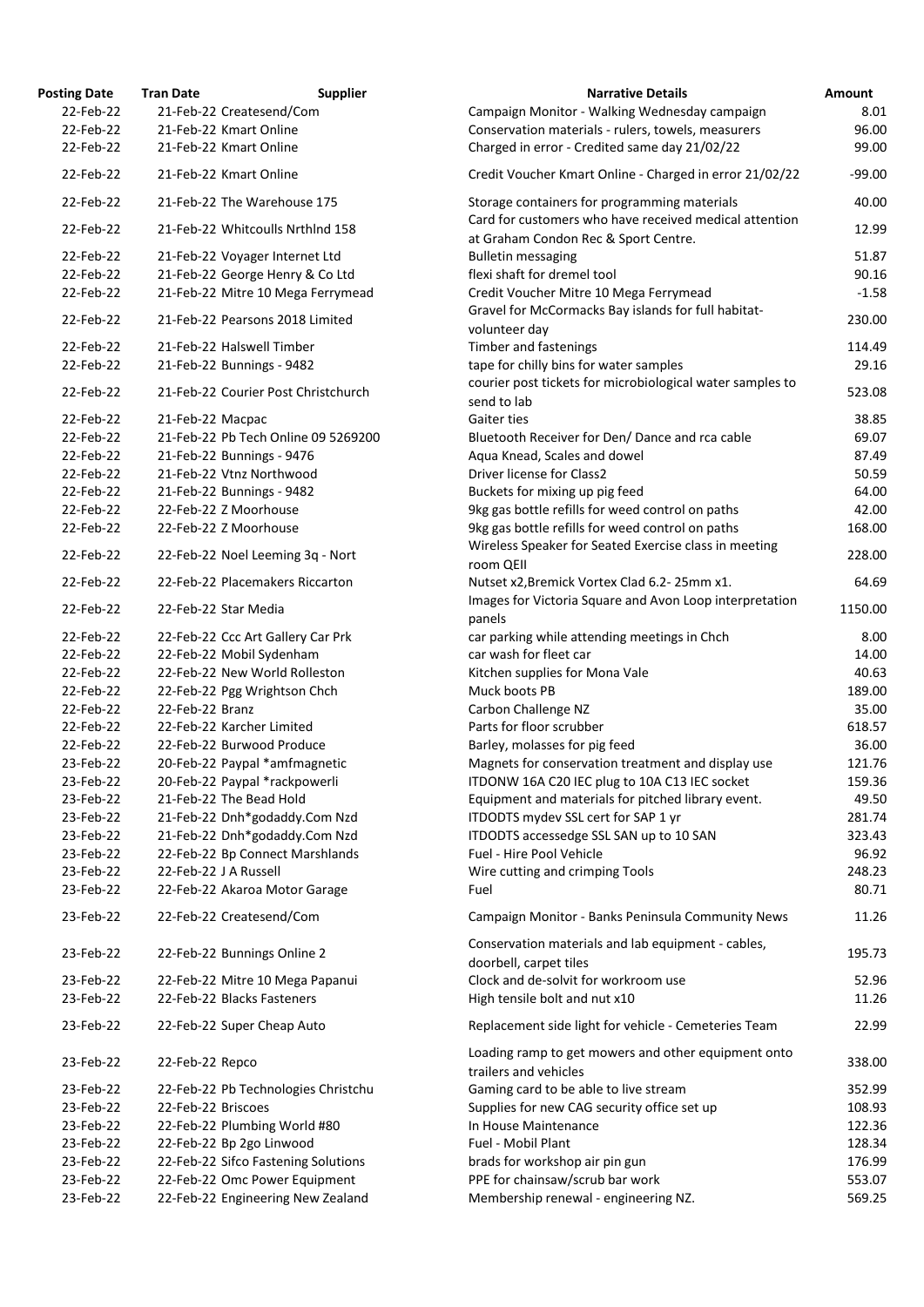| Posting Date | Tran Date | Supplier | Narrative Details | Amount |
|---|---|---|---|---|
| 22-Feb-22 | 21-Feb-22 | Createsend/Com | Campaign Monitor - Walking Wednesday campaign | 8.01 |
| 22-Feb-22 | 21-Feb-22 | Kmart Online | Conservation materials - rulers, towels, measurers | 96.00 |
| 22-Feb-22 | 21-Feb-22 | Kmart Online | Charged in error - Credited same day 21/02/22 | 99.00 |
| 22-Feb-22 | 21-Feb-22 | Kmart Online | Credit Voucher Kmart Online - Charged in error 21/02/22 | -99.00 |
| 22-Feb-22 | 21-Feb-22 | The Warehouse 175 | Storage containers for programming materials | 40.00 |
| 22-Feb-22 | 21-Feb-22 | Whitcoulls Nrthlnd 158 | Card for customers who have received medical attention at Graham Condon Rec & Sport Centre. | 12.99 |
| 22-Feb-22 | 21-Feb-22 | Voyager Internet Ltd | Bulletin messaging | 51.87 |
| 22-Feb-22 | 21-Feb-22 | George Henry & Co Ltd | flexi shaft for dremel tool | 90.16 |
| 22-Feb-22 | 21-Feb-22 | Mitre 10 Mega Ferrymead | Credit Voucher Mitre 10 Mega Ferrymead | -1.58 |
| 22-Feb-22 | 21-Feb-22 | Pearsons 2018 Limited | Gravel for McCormacks Bay islands for full habitat-volunteer day | 230.00 |
| 22-Feb-22 | 21-Feb-22 | Halswell Timber | Timber and fastenings | 114.49 |
| 22-Feb-22 | 21-Feb-22 | Bunnings - 9482 | tape for chilly bins for water samples | 29.16 |
| 22-Feb-22 | 21-Feb-22 | Courier Post Christchurch | courier post tickets for microbiological water samples to send to lab | 523.08 |
| 22-Feb-22 | 21-Feb-22 | Macpac | Gaiter ties | 38.85 |
| 22-Feb-22 | 21-Feb-22 | Pb Tech Online 09 5269200 | Bluetooth Receiver for Den/ Dance and rca cable | 69.07 |
| 22-Feb-22 | 21-Feb-22 | Bunnings - 9476 | Aqua Knead, Scales and dowel | 87.49 |
| 22-Feb-22 | 21-Feb-22 | Vtnz Northwood | Driver license for Class2 | 50.59 |
| 22-Feb-22 | 21-Feb-22 | Bunnings - 9482 | Buckets for mixing up pig feed | 64.00 |
| 22-Feb-22 | 22-Feb-22 | Z Moorhouse | 9kg gas bottle refills for weed control on paths | 42.00 |
| 22-Feb-22 | 22-Feb-22 | Z Moorhouse | 9kg gas bottle refills for weed control on paths | 168.00 |
| 22-Feb-22 | 22-Feb-22 | Noel Leeming 3q - Nort | Wireless Speaker for Seated Exercise class in meeting room QEII | 228.00 |
| 22-Feb-22 | 22-Feb-22 | Placemakers Riccarton | Nutset x2,Bremick Vortex Clad 6.2- 25mm x1. | 64.69 |
| 22-Feb-22 | 22-Feb-22 | Star Media | Images for Victoria Square and Avon Loop interpretation panels | 1150.00 |
| 22-Feb-22 | 22-Feb-22 | Ccc Art Gallery Car Prk | car parking while attending meetings in Chch | 8.00 |
| 22-Feb-22 | 22-Feb-22 | Mobil Sydenham | car wash for fleet car | 14.00 |
| 22-Feb-22 | 22-Feb-22 | New World Rolleston | Kitchen supplies for Mona Vale | 40.63 |
| 22-Feb-22 | 22-Feb-22 | Pgg Wrightson Chch | Muck boots PB | 189.00 |
| 22-Feb-22 | 22-Feb-22 | Branz | Carbon Challenge NZ | 35.00 |
| 22-Feb-22 | 22-Feb-22 | Karcher Limited | Parts for floor scrubber | 618.57 |
| 22-Feb-22 | 22-Feb-22 | Burwood Produce | Barley, molasses for pig feed | 36.00 |
| 23-Feb-22 | 20-Feb-22 | Paypal *amfmagnetic | Magnets for conservation treatment and display use | 121.76 |
| 23-Feb-22 | 20-Feb-22 | Paypal *rackpowerli | ITDONW 16A C20 IEC plug to 10A C13 IEC socket | 159.36 |
| 23-Feb-22 | 21-Feb-22 | The Bead Hold | Equipment and materials for pitched library event. | 49.50 |
| 23-Feb-22 | 21-Feb-22 | Dnh*godaddy.Com Nzd | ITDODTS mydev SSL cert for SAP 1 yr | 281.74 |
| 23-Feb-22 | 21-Feb-22 | Dnh*godaddy.Com Nzd | ITDODTS accessedge SSL SAN up to 10 SAN | 323.43 |
| 23-Feb-22 | 22-Feb-22 | Bp Connect Marshlands | Fuel - Hire Pool Vehicle | 96.92 |
| 23-Feb-22 | 22-Feb-22 | J A Russell | Wire cutting and crimping Tools | 248.23 |
| 23-Feb-22 | 22-Feb-22 | Akaroa Motor Garage | Fuel | 80.71 |
| 23-Feb-22 | 22-Feb-22 | Createsend/Com | Campaign Monitor - Banks Peninsula Community News | 11.26 |
| 23-Feb-22 | 22-Feb-22 | Bunnings Online 2 | Conservation materials and lab equipment - cables, doorbell, carpet tiles | 195.73 |
| 23-Feb-22 | 22-Feb-22 | Mitre 10 Mega Papanui | Clock and de-solvit for workroom use | 52.96 |
| 23-Feb-22 | 22-Feb-22 | Blacks Fasteners | High tensile bolt and nut x10 | 11.26 |
| 23-Feb-22 | 22-Feb-22 | Super Cheap Auto | Replacement side light for vehicle - Cemeteries Team | 22.99 |
| 23-Feb-22 | 22-Feb-22 | Repco | Loading ramp to get mowers and other equipment onto trailers and vehicles | 338.00 |
| 23-Feb-22 | 22-Feb-22 | Pb Technologies Christchu | Gaming card to be able to live stream | 352.99 |
| 23-Feb-22 | 22-Feb-22 | Briscoes | Supplies for new CAG security office set up | 108.93 |
| 23-Feb-22 | 22-Feb-22 | Plumbing World #80 | In House Maintenance | 122.36 |
| 23-Feb-22 | 22-Feb-22 | Bp 2go Linwood | Fuel - Mobil Plant | 128.34 |
| 23-Feb-22 | 22-Feb-22 | Sifco Fastening Solutions | brads for workshop air pin gun | 176.99 |
| 23-Feb-22 | 22-Feb-22 | Omc Power Equipment | PPE for chainsaw/scrub bar work | 553.07 |
| 23-Feb-22 | 22-Feb-22 | Engineering New Zealand | Membership renewal - engineering NZ. | 569.25 |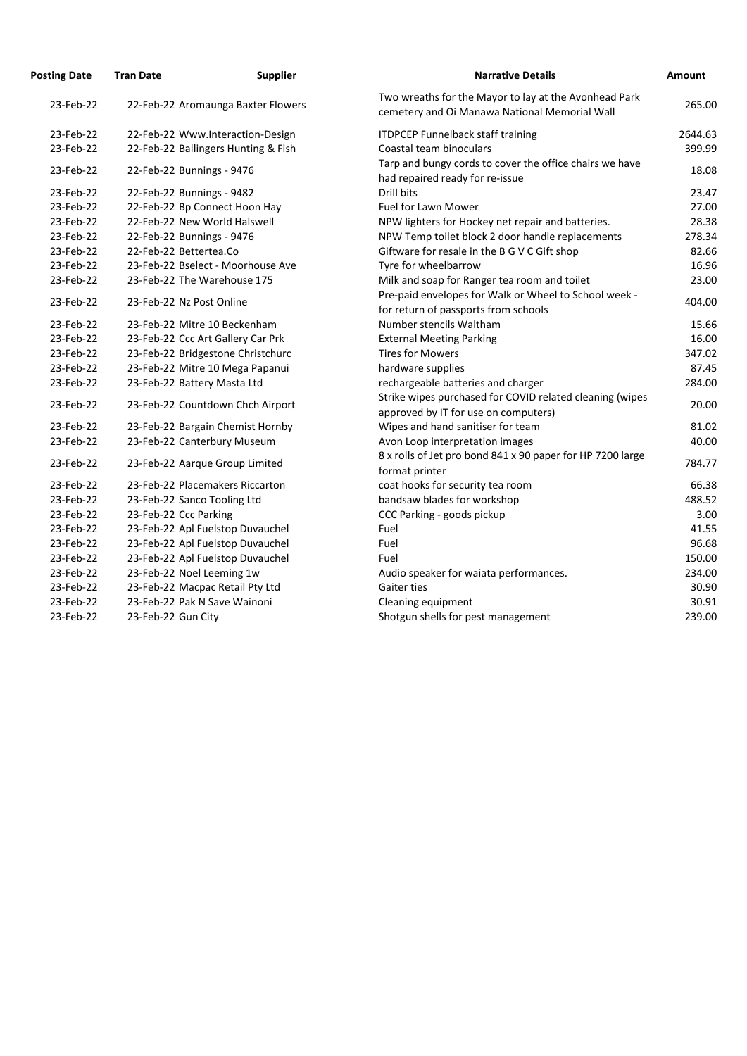| Posting Date | Tran Date | Supplier | Narrative Details | Amount |
|---|---|---|---|---|
| 23-Feb-22 | 22-Feb-22 | Aromaunga Baxter Flowers | Two wreaths for the Mayor to lay at the Avonhead Park cemetery and Oi Manawa National Memorial Wall | 265.00 |
| 23-Feb-22 | 22-Feb-22 | Www.Interaction-Design | ITDPCEP Funnelback staff training | 2644.63 |
| 23-Feb-22 | 22-Feb-22 | Ballingers Hunting & Fish | Coastal team binoculars | 399.99 |
| 23-Feb-22 | 22-Feb-22 | Bunnings - 9476 | Tarp and bungy cords to cover the office chairs we have had repaired ready for re-issue | 18.08 |
| 23-Feb-22 | 22-Feb-22 | Bunnings - 9482 | Drill bits | 23.47 |
| 23-Feb-22 | 22-Feb-22 | Bp Connect Hoon Hay | Fuel for Lawn Mower | 27.00 |
| 23-Feb-22 | 22-Feb-22 | New World Halswell | NPW lighters for Hockey net repair and batteries. | 28.38 |
| 23-Feb-22 | 22-Feb-22 | Bunnings - 9476 | NPW Temp toilet block 2 door handle replacements | 278.34 |
| 23-Feb-22 | 22-Feb-22 | Bettertea.Co | Giftware for resale in the B G V C Gift shop | 82.66 |
| 23-Feb-22 | 23-Feb-22 | Bselect - Moorhouse Ave | Tyre for wheelbarrow | 16.96 |
| 23-Feb-22 | 23-Feb-22 | The Warehouse 175 | Milk and soap for Ranger tea room and toilet | 23.00 |
| 23-Feb-22 | 23-Feb-22 | Nz Post Online | Pre-paid envelopes for Walk or Wheel to School week - for return of passports from schools | 404.00 |
| 23-Feb-22 | 23-Feb-22 | Mitre 10 Beckenham | Number stencils Waltham | 15.66 |
| 23-Feb-22 | 23-Feb-22 | Ccc Art Gallery Car Prk | External Meeting Parking | 16.00 |
| 23-Feb-22 | 23-Feb-22 | Bridgestone Christchurc | Tires for Mowers | 347.02 |
| 23-Feb-22 | 23-Feb-22 | Mitre 10 Mega Papanui | hardware supplies | 87.45 |
| 23-Feb-22 | 23-Feb-22 | Battery Masta Ltd | rechargeable batteries and charger | 284.00 |
| 23-Feb-22 | 23-Feb-22 | Countdown Chch Airport | Strike wipes purchased for COVID related cleaning (wipes approved by IT for use on computers) | 20.00 |
| 23-Feb-22 | 23-Feb-22 | Bargain Chemist Hornby | Wipes and hand sanitiser for team | 81.02 |
| 23-Feb-22 | 23-Feb-22 | Canterbury Museum | Avon Loop interpretation images | 40.00 |
| 23-Feb-22 | 23-Feb-22 | Aarque Group Limited | 8 x rolls of Jet pro bond 841 x 90 paper for HP 7200 large format printer | 784.77 |
| 23-Feb-22 | 23-Feb-22 | Placemakers Riccarton | coat hooks for security tea room | 66.38 |
| 23-Feb-22 | 23-Feb-22 | Sanco Tooling Ltd | bandsaw blades for workshop | 488.52 |
| 23-Feb-22 | 23-Feb-22 | Ccc Parking | CCC Parking - goods pickup | 3.00 |
| 23-Feb-22 | 23-Feb-22 | Apl Fuelstop Duvauchel | Fuel | 41.55 |
| 23-Feb-22 | 23-Feb-22 | Apl Fuelstop Duvauchel | Fuel | 96.68 |
| 23-Feb-22 | 23-Feb-22 | Apl Fuelstop Duvauchel | Fuel | 150.00 |
| 23-Feb-22 | 23-Feb-22 | Noel Leeming 1w | Audio speaker for waiata performances. | 234.00 |
| 23-Feb-22 | 23-Feb-22 | Macpac Retail Pty Ltd | Gaiter ties | 30.90 |
| 23-Feb-22 | 23-Feb-22 | Pak N Save Wainoni | Cleaning equipment | 30.91 |
| 23-Feb-22 | 23-Feb-22 | Gun City | Shotgun shells for pest management | 239.00 |